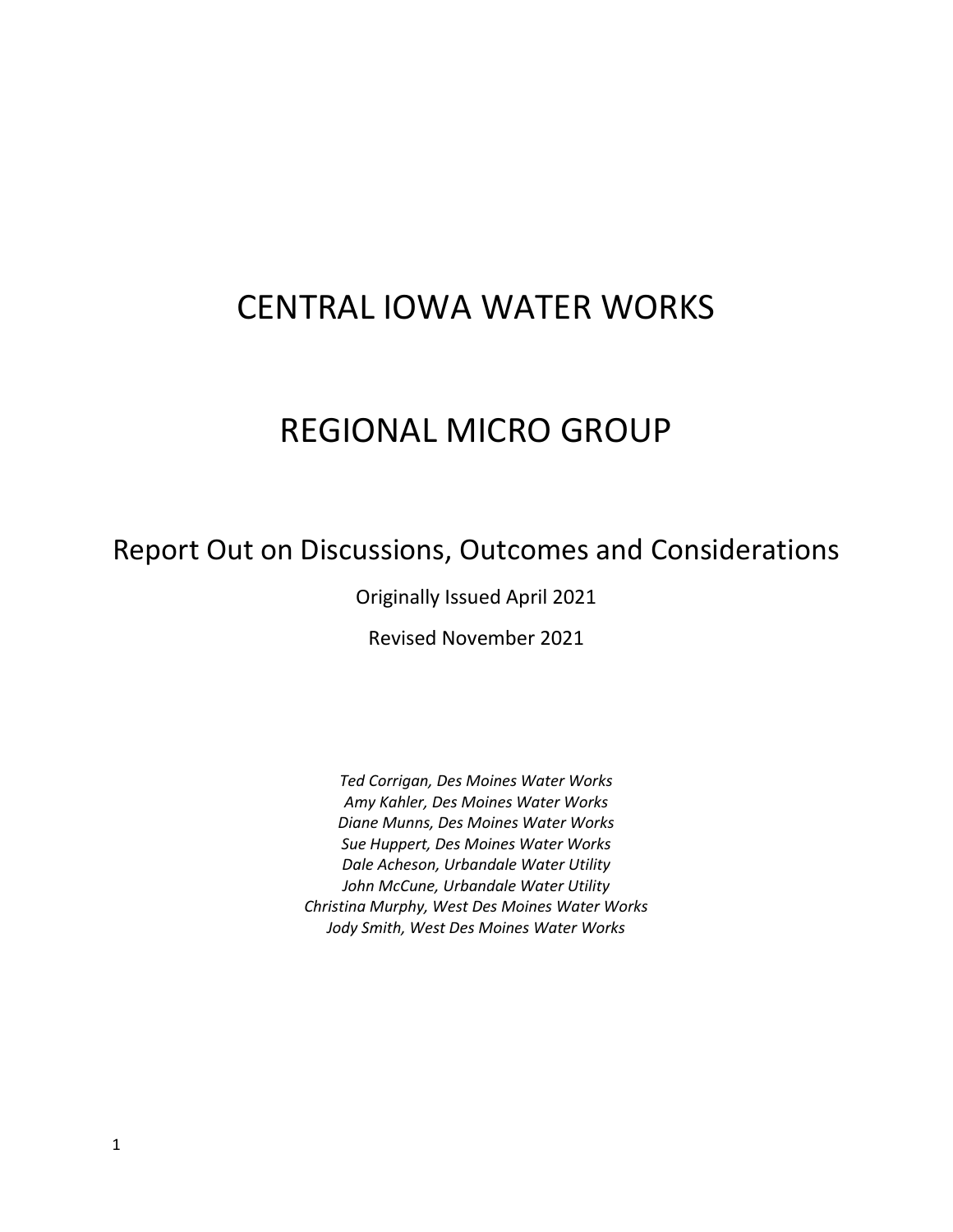# CENTRAL IOWA WATER WORKS

# REGIONAL MICRO GROUP

## Report Out on Discussions, Outcomes and Considerations

Originally Issued April 2021

Revised November 2021

*Ted Corrigan, Des Moines Water Works*
*Amy Kahler, Des Moines Water Works*
*Diane Munns, Des Moines Water Works*
*Sue Huppert, Des Moines Water Works*
*Dale Acheson, Urbandale Water Utility*
*John McCune, Urbandale Water Utility*
*Christina Murphy, West Des Moines Water Works*
*Jody Smith, West Des Moines Water Works*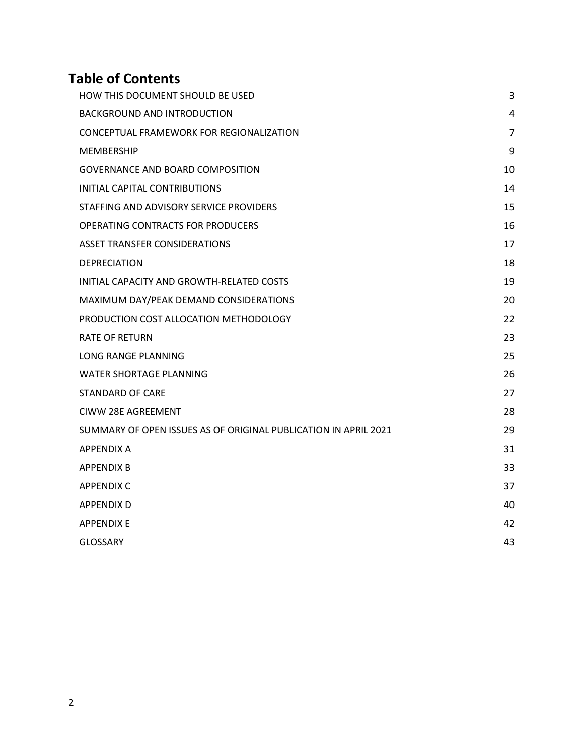## Table of Contents

| | |
|---|---|
| HOW THIS DOCUMENT SHOULD BE USED | 3 |
| BACKGROUND AND INTRODUCTION | 4 |
| CONCEPTUAL FRAMEWORK FOR REGIONALIZATION | 7 |
| MEMBERSHIP | 9 |
| GOVERNANCE AND BOARD COMPOSITION | 10 |
| INITIAL CAPITAL CONTRIBUTIONS | 14 |
| STAFFING AND ADVISORY SERVICE PROVIDERS | 15 |
| OPERATING CONTRACTS FOR PRODUCERS | 16 |
| ASSET TRANSFER CONSIDERATIONS | 17 |
| DEPRECIATION | 18 |
| INITIAL CAPACITY AND GROWTH-RELATED COSTS | 19 |
| MAXIMUM DAY/PEAK DEMAND CONSIDERATIONS | 20 |
| PRODUCTION COST ALLOCATION METHODOLOGY | 22 |
| RATE OF RETURN | 23 |
| LONG RANGE PLANNING | 25 |
| WATER SHORTAGE PLANNING | 26 |
| STANDARD OF CARE | 27 |
| CIWW 28E AGREEMENT | 28 |
| SUMMARY OF OPEN ISSUES AS OF ORIGINAL PUBLICATION IN APRIL 2021 | 29 |
| APPENDIX A | 31 |
| APPENDIX B | 33 |
| APPENDIX C | 37 |
| APPENDIX D | 40 |
| APPENDIX E | 42 |
| GLOSSARY | 43 |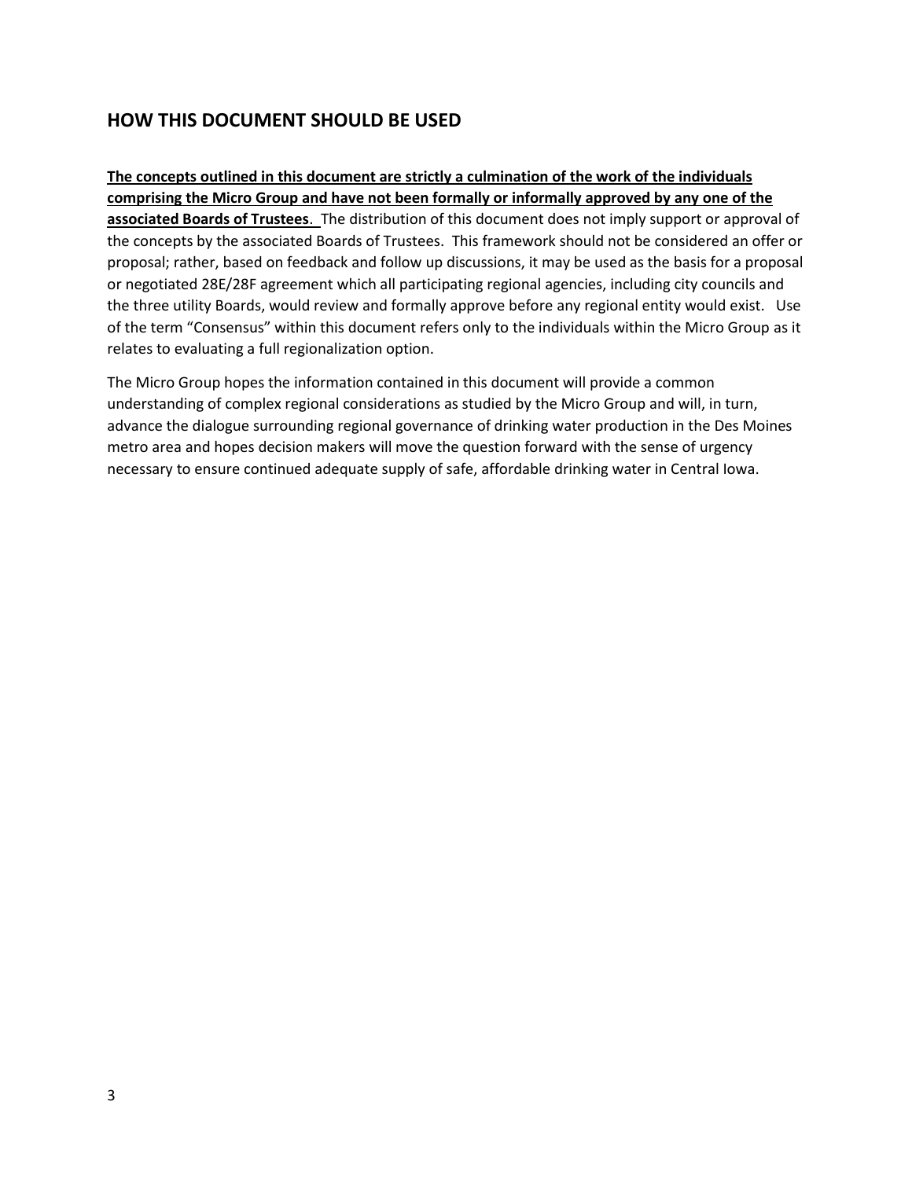## HOW THIS DOCUMENT SHOULD BE USED

**<u>The concepts outlined in this document are strictly a culmination of the work of the individuals comprising the Micro Group and have not been formally or informally approved by any one of the associated Boards of Trustees</u>**. The distribution of this document does not imply support or approval of the concepts by the associated Boards of Trustees. This framework should not be considered an offer or proposal; rather, based on feedback and follow up discussions, it may be used as the basis for a proposal or negotiated 28E/28F agreement which all participating regional agencies, including city councils and the three utility Boards, would review and formally approve before any regional entity would exist. Use of the term "Consensus" within this document refers only to the individuals within the Micro Group as it relates to evaluating a full regionalization option.

The Micro Group hopes the information contained in this document will provide a common understanding of complex regional considerations as studied by the Micro Group and will, in turn, advance the dialogue surrounding regional governance of drinking water production in the Des Moines metro area and hopes decision makers will move the question forward with the sense of urgency necessary to ensure continued adequate supply of safe, affordable drinking water in Central Iowa.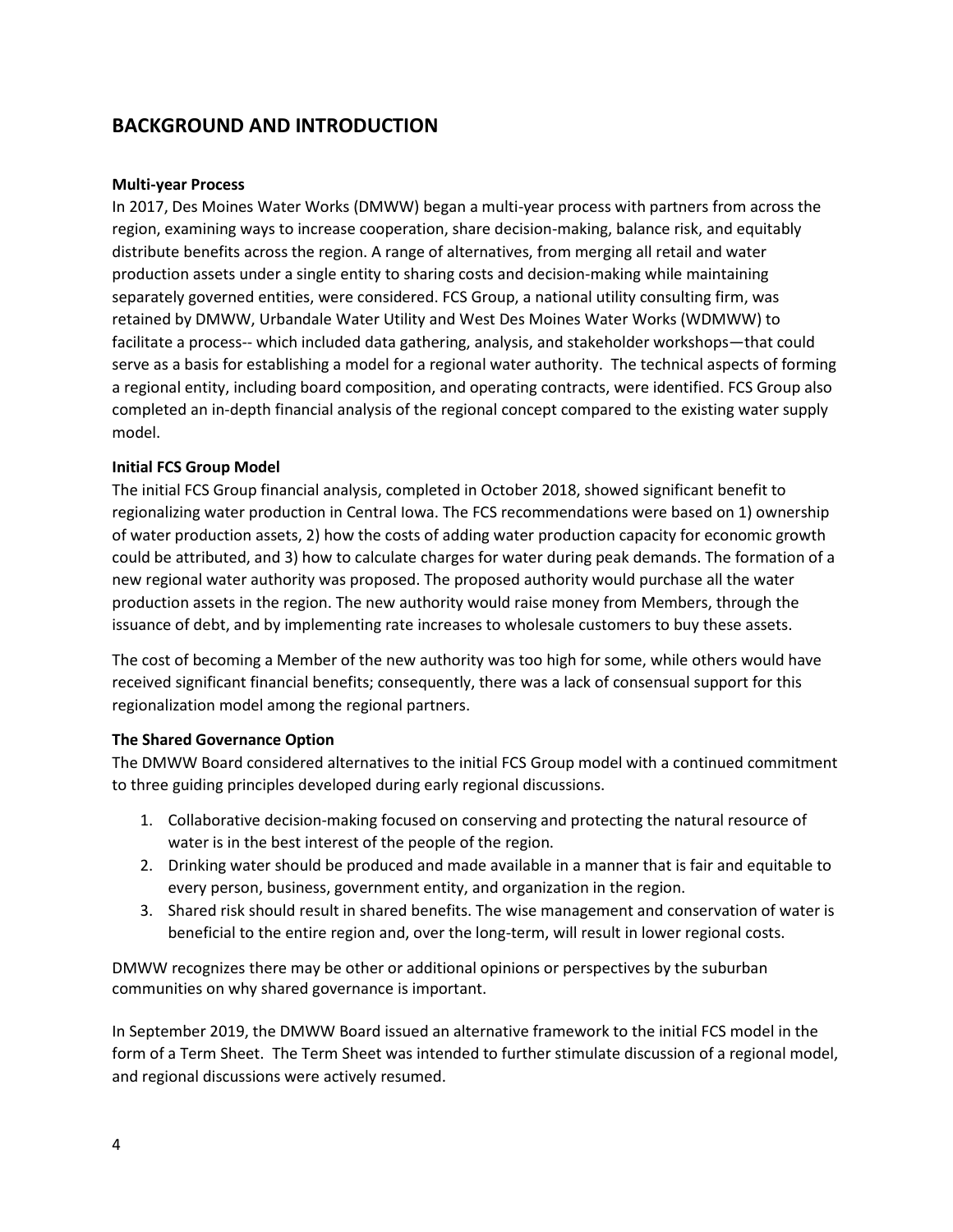## BACKGROUND AND INTRODUCTION

**Multi-year Process**

In 2017, Des Moines Water Works (DMWW) began a multi-year process with partners from across the region, examining ways to increase cooperation, share decision-making, balance risk, and equitably distribute benefits across the region. A range of alternatives, from merging all retail and water production assets under a single entity to sharing costs and decision-making while maintaining separately governed entities, were considered. FCS Group, a national utility consulting firm, was retained by DMWW, Urbandale Water Utility and West Des Moines Water Works (WDMWW) to facilitate a process-- which included data gathering, analysis, and stakeholder workshops—that could serve as a basis for establishing a model for a regional water authority. The technical aspects of forming a regional entity, including board composition, and operating contracts, were identified. FCS Group also completed an in-depth financial analysis of the regional concept compared to the existing water supply model.

**Initial FCS Group Model**

The initial FCS Group financial analysis, completed in October 2018, showed significant benefit to regionalizing water production in Central Iowa. The FCS recommendations were based on 1) ownership of water production assets, 2) how the costs of adding water production capacity for economic growth could be attributed, and 3) how to calculate charges for water during peak demands. The formation of a new regional water authority was proposed. The proposed authority would purchase all the water production assets in the region. The new authority would raise money from Members, through the issuance of debt, and by implementing rate increases to wholesale customers to buy these assets.

The cost of becoming a Member of the new authority was too high for some, while others would have received significant financial benefits; consequently, there was a lack of consensual support for this regionalization model among the regional partners.

**The Shared Governance Option**

The DMWW Board considered alternatives to the initial FCS Group model with a continued commitment to three guiding principles developed during early regional discussions.

1. Collaborative decision-making focused on conserving and protecting the natural resource of water is in the best interest of the people of the region.
2. Drinking water should be produced and made available in a manner that is fair and equitable to every person, business, government entity, and organization in the region.
3. Shared risk should result in shared benefits. The wise management and conservation of water is beneficial to the entire region and, over the long-term, will result in lower regional costs.

DMWW recognizes there may be other or additional opinions or perspectives by the suburban communities on why shared governance is important.

In September 2019, the DMWW Board issued an alternative framework to the initial FCS model in the form of a Term Sheet. The Term Sheet was intended to further stimulate discussion of a regional model, and regional discussions were actively resumed.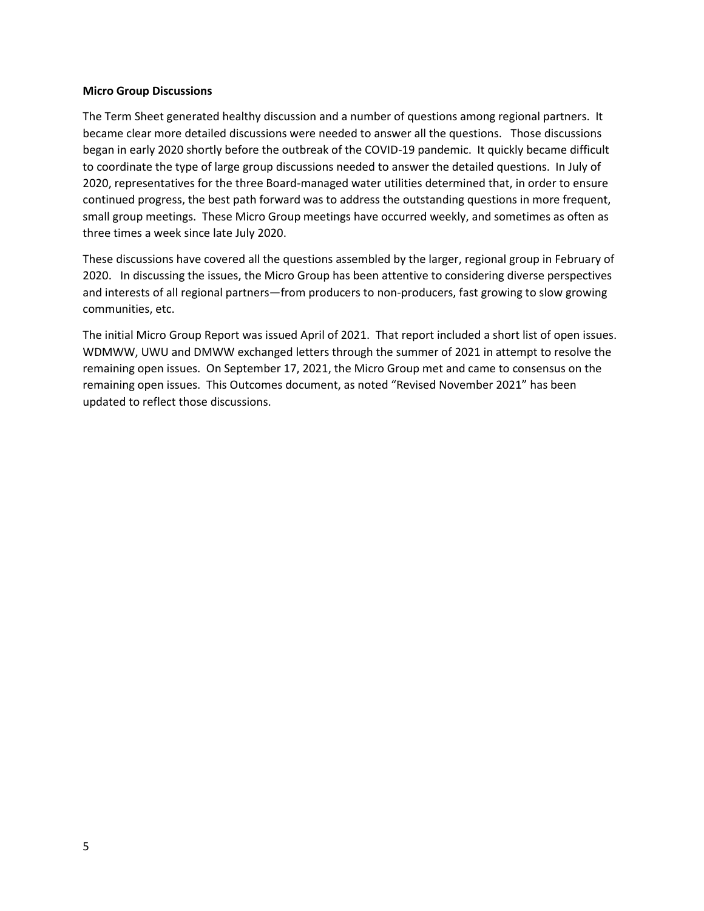**Micro Group Discussions**

The Term Sheet generated healthy discussion and a number of questions among regional partners. It became clear more detailed discussions were needed to answer all the questions. Those discussions began in early 2020 shortly before the outbreak of the COVID-19 pandemic. It quickly became difficult to coordinate the type of large group discussions needed to answer the detailed questions. In July of 2020, representatives for the three Board-managed water utilities determined that, in order to ensure continued progress, the best path forward was to address the outstanding questions in more frequent, small group meetings. These Micro Group meetings have occurred weekly, and sometimes as often as three times a week since late July 2020.

These discussions have covered all the questions assembled by the larger, regional group in February of 2020. In discussing the issues, the Micro Group has been attentive to considering diverse perspectives and interests of all regional partners—from producers to non-producers, fast growing to slow growing communities, etc.

The initial Micro Group Report was issued April of 2021. That report included a short list of open issues. WDMWW, UWU and DMWW exchanged letters through the summer of 2021 in attempt to resolve the remaining open issues. On September 17, 2021, the Micro Group met and came to consensus on the remaining open issues. This Outcomes document, as noted "Revised November 2021" has been updated to reflect those discussions.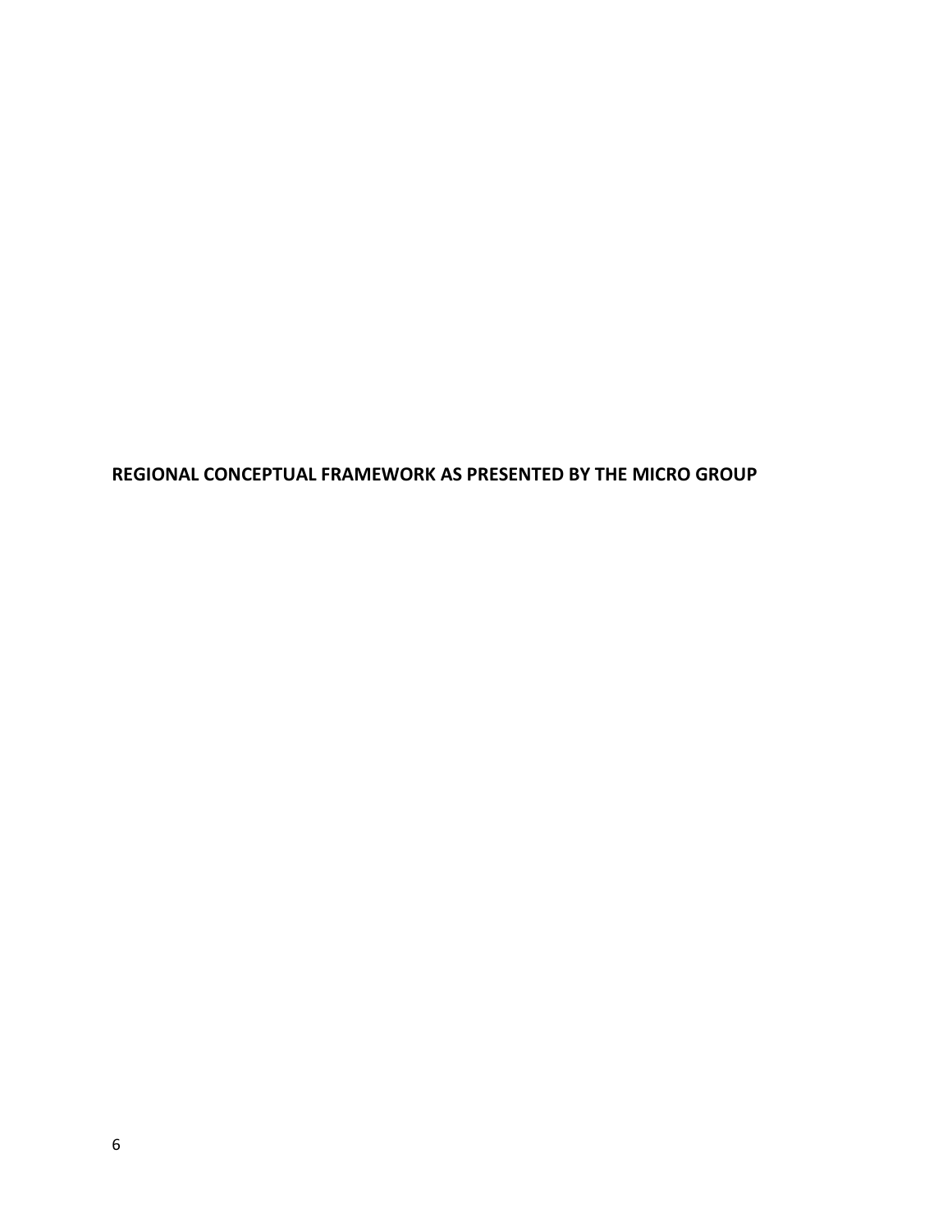**REGIONAL CONCEPTUAL FRAMEWORK AS PRESENTED BY THE MICRO GROUP**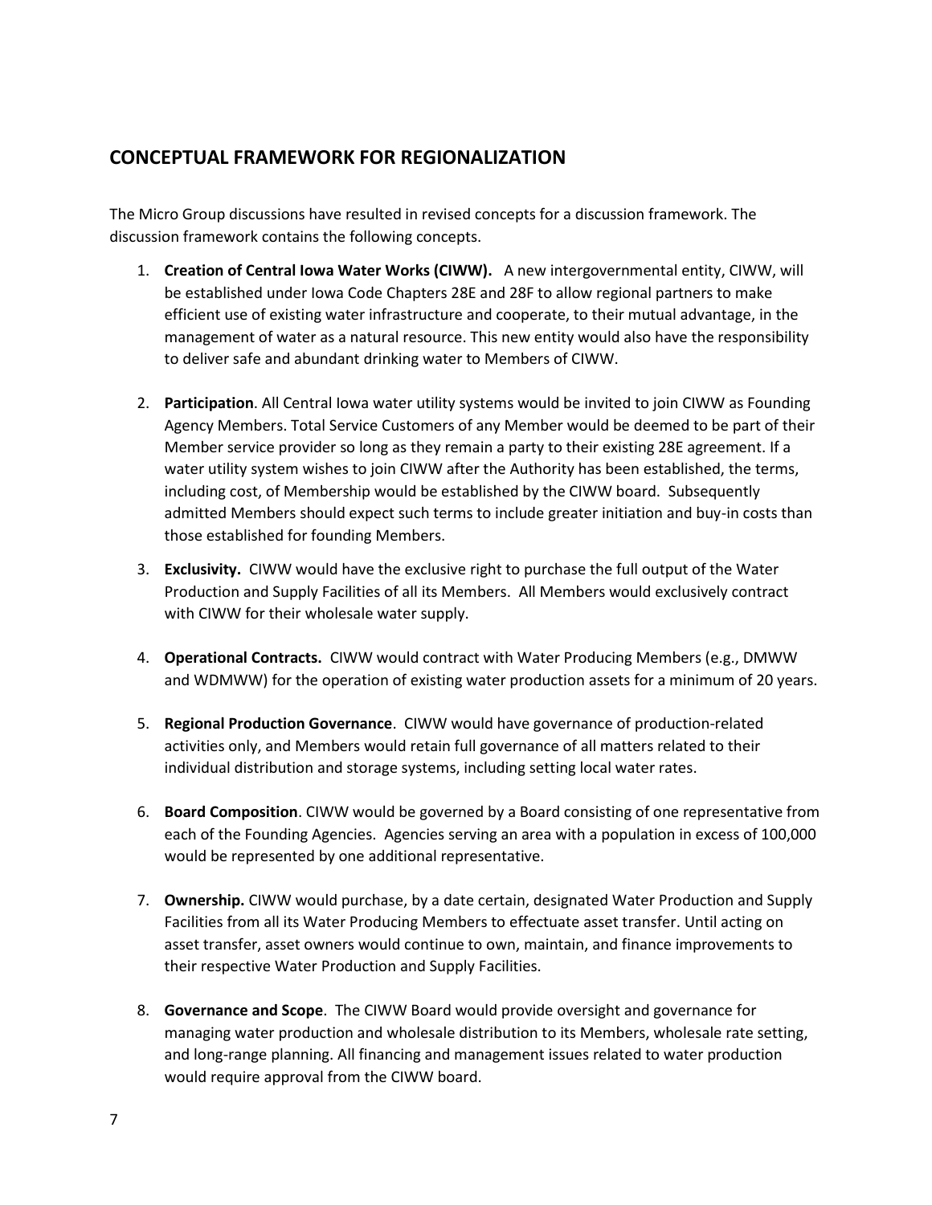## CONCEPTUAL FRAMEWORK FOR REGIONALIZATION

The Micro Group discussions have resulted in revised concepts for a discussion framework. The discussion framework contains the following concepts.

1. **Creation of Central Iowa Water Works (CIWW).** A new intergovernmental entity, CIWW, will be established under Iowa Code Chapters 28E and 28F to allow regional partners to make efficient use of existing water infrastructure and cooperate, to their mutual advantage, in the management of water as a natural resource. This new entity would also have the responsibility to deliver safe and abundant drinking water to Members of CIWW.
2. **Participation**. All Central Iowa water utility systems would be invited to join CIWW as Founding Agency Members. Total Service Customers of any Member would be deemed to be part of their Member service provider so long as they remain a party to their existing 28E agreement. If a water utility system wishes to join CIWW after the Authority has been established, the terms, including cost, of Membership would be established by the CIWW board. Subsequently admitted Members should expect such terms to include greater initiation and buy-in costs than those established for founding Members.
3. **Exclusivity.** CIWW would have the exclusive right to purchase the full output of the Water Production and Supply Facilities of all its Members. All Members would exclusively contract with CIWW for their wholesale water supply.
4. **Operational Contracts.** CIWW would contract with Water Producing Members (e.g., DMWW and WDMWW) for the operation of existing water production assets for a minimum of 20 years.
5. **Regional Production Governance**. CIWW would have governance of production-related activities only, and Members would retain full governance of all matters related to their individual distribution and storage systems, including setting local water rates.
6. **Board Composition**. CIWW would be governed by a Board consisting of one representative from each of the Founding Agencies. Agencies serving an area with a population in excess of 100,000 would be represented by one additional representative.
7. **Ownership.** CIWW would purchase, by a date certain, designated Water Production and Supply Facilities from all its Water Producing Members to effectuate asset transfer. Until acting on asset transfer, asset owners would continue to own, maintain, and finance improvements to their respective Water Production and Supply Facilities.
8. **Governance and Scope**. The CIWW Board would provide oversight and governance for managing water production and wholesale distribution to its Members, wholesale rate setting, and long-range planning. All financing and management issues related to water production would require approval from the CIWW board.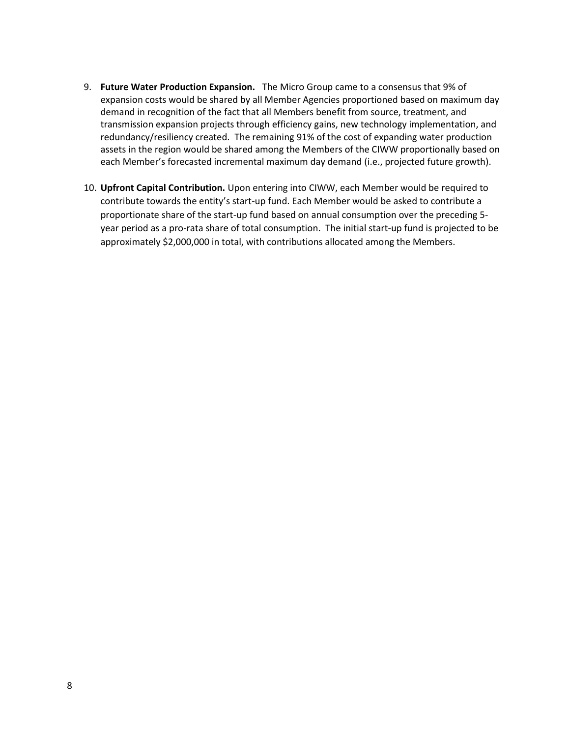9. **Future Water Production Expansion.** The Micro Group came to a consensus that 9% of expansion costs would be shared by all Member Agencies proportioned based on maximum day demand in recognition of the fact that all Members benefit from source, treatment, and transmission expansion projects through efficiency gains, new technology implementation, and redundancy/resiliency created. The remaining 91% of the cost of expanding water production assets in the region would be shared among the Members of the CIWW proportionally based on each Member's forecasted incremental maximum day demand (i.e., projected future growth).

10. **Upfront Capital Contribution.** Upon entering into CIWW, each Member would be required to contribute towards the entity's start-up fund. Each Member would be asked to contribute a proportionate share of the start-up fund based on annual consumption over the preceding 5-year period as a pro-rata share of total consumption. The initial start-up fund is projected to be approximately $2,000,000 in total, with contributions allocated among the Members.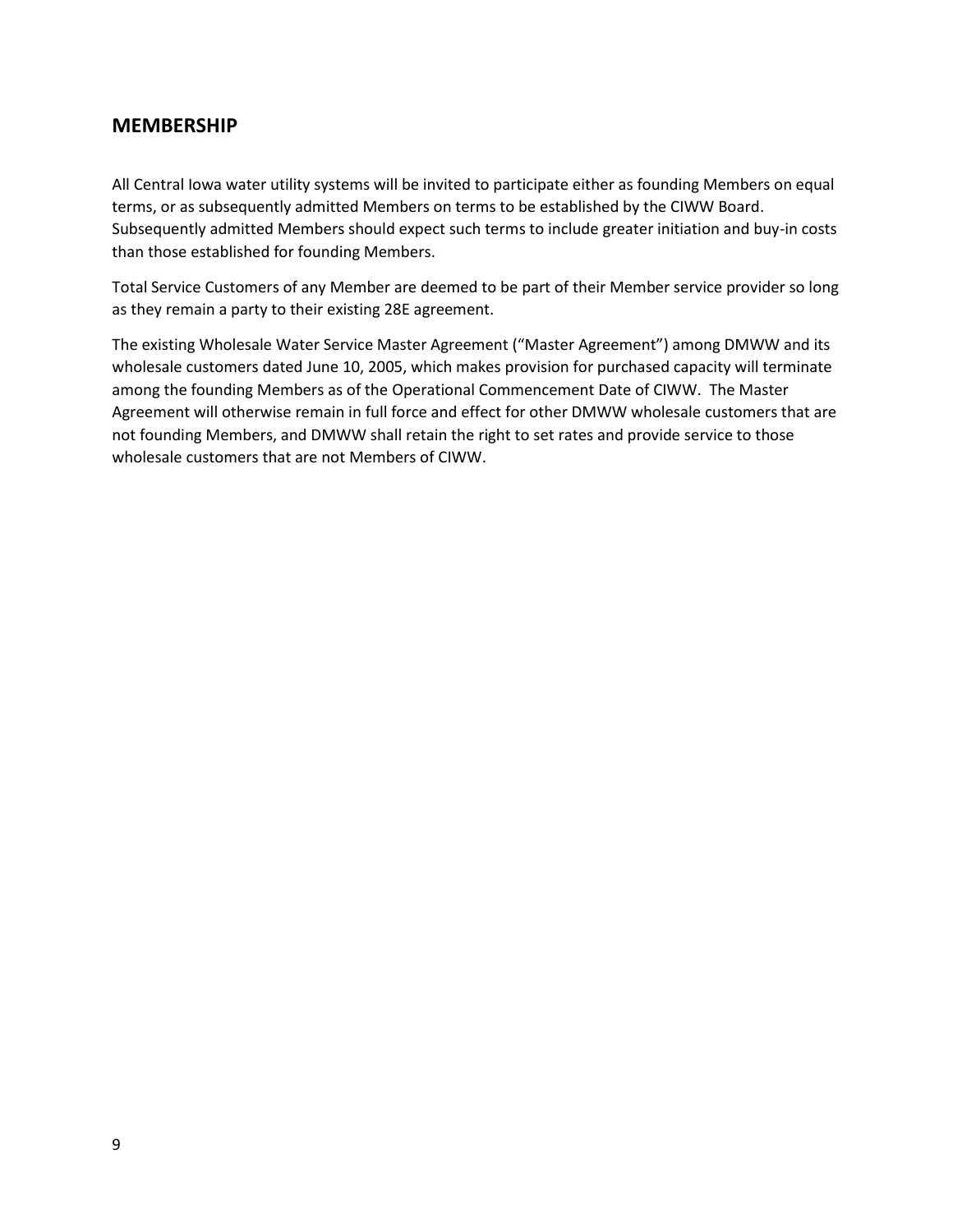## MEMBERSHIP

All Central Iowa water utility systems will be invited to participate either as founding Members on equal terms, or as subsequently admitted Members on terms to be established by the CIWW Board. Subsequently admitted Members should expect such terms to include greater initiation and buy-in costs than those established for founding Members.

Total Service Customers of any Member are deemed to be part of their Member service provider so long as they remain a party to their existing 28E agreement.

The existing Wholesale Water Service Master Agreement ("Master Agreement") among DMWW and its wholesale customers dated June 10, 2005, which makes provision for purchased capacity will terminate among the founding Members as of the Operational Commencement Date of CIWW. The Master Agreement will otherwise remain in full force and effect for other DMWW wholesale customers that are not founding Members, and DMWW shall retain the right to set rates and provide service to those wholesale customers that are not Members of CIWW.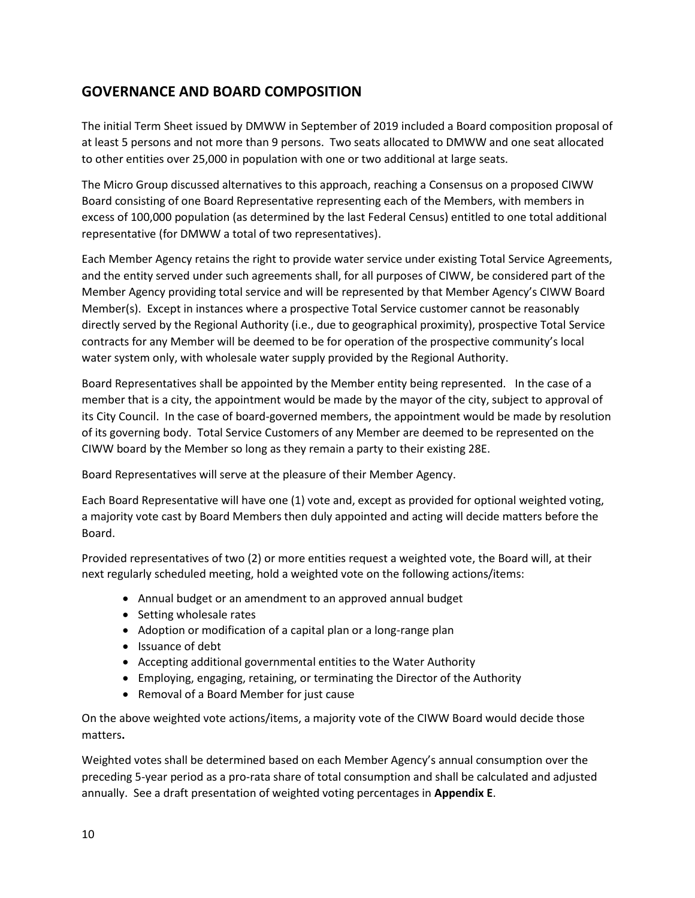## GOVERNANCE AND BOARD COMPOSITION

The initial Term Sheet issued by DMWW in September of 2019 included a Board composition proposal of at least 5 persons and not more than 9 persons. Two seats allocated to DMWW and one seat allocated to other entities over 25,000 in population with one or two additional at large seats.

The Micro Group discussed alternatives to this approach, reaching a Consensus on a proposed CIWW Board consisting of one Board Representative representing each of the Members, with members in excess of 100,000 population (as determined by the last Federal Census) entitled to one total additional representative (for DMWW a total of two representatives).

Each Member Agency retains the right to provide water service under existing Total Service Agreements, and the entity served under such agreements shall, for all purposes of CIWW, be considered part of the Member Agency providing total service and will be represented by that Member Agency's CIWW Board Member(s). Except in instances where a prospective Total Service customer cannot be reasonably directly served by the Regional Authority (i.e., due to geographical proximity), prospective Total Service contracts for any Member will be deemed to be for operation of the prospective community's local water system only, with wholesale water supply provided by the Regional Authority.

Board Representatives shall be appointed by the Member entity being represented. In the case of a member that is a city, the appointment would be made by the mayor of the city, subject to approval of its City Council. In the case of board-governed members, the appointment would be made by resolution of its governing body. Total Service Customers of any Member are deemed to be represented on the CIWW board by the Member so long as they remain a party to their existing 28E.

Board Representatives will serve at the pleasure of their Member Agency.

Each Board Representative will have one (1) vote and, except as provided for optional weighted voting, a majority vote cast by Board Members then duly appointed and acting will decide matters before the Board.

Provided representatives of two (2) or more entities request a weighted vote, the Board will, at their next regularly scheduled meeting, hold a weighted vote on the following actions/items:

- Annual budget or an amendment to an approved annual budget
- Setting wholesale rates
- Adoption or modification of a capital plan or a long-range plan
- Issuance of debt
- Accepting additional governmental entities to the Water Authority
- Employing, engaging, retaining, or terminating the Director of the Authority
- Removal of a Board Member for just cause

On the above weighted vote actions/items, a majority vote of the CIWW Board would decide those matters.

Weighted votes shall be determined based on each Member Agency's annual consumption over the preceding 5-year period as a pro-rata share of total consumption and shall be calculated and adjusted annually. See a draft presentation of weighted voting percentages in **Appendix E**.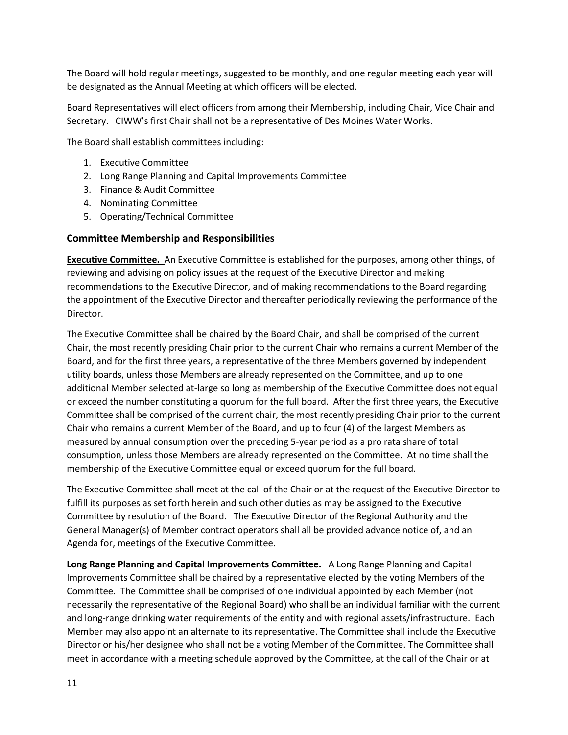The Board will hold regular meetings, suggested to be monthly, and one regular meeting each year will be designated as the Annual Meeting at which officers will be elected.

Board Representatives will elect officers from among their Membership, including Chair, Vice Chair and Secretary. CIWW's first Chair shall not be a representative of Des Moines Water Works.

The Board shall establish committees including:

1. Executive Committee
2. Long Range Planning and Capital Improvements Committee
3. Finance & Audit Committee
4. Nominating Committee
5. Operating/Technical Committee

### Committee Membership and Responsibilities

**Executive Committee.** An Executive Committee is established for the purposes, among other things, of reviewing and advising on policy issues at the request of the Executive Director and making recommendations to the Executive Director, and of making recommendations to the Board regarding the appointment of the Executive Director and thereafter periodically reviewing the performance of the Director.

The Executive Committee shall be chaired by the Board Chair, and shall be comprised of the current Chair, the most recently presiding Chair prior to the current Chair who remains a current Member of the Board, and for the first three years, a representative of the three Members governed by independent utility boards, unless those Members are already represented on the Committee, and up to one additional Member selected at-large so long as membership of the Executive Committee does not equal or exceed the number constituting a quorum for the full board. After the first three years, the Executive Committee shall be comprised of the current chair, the most recently presiding Chair prior to the current Chair who remains a current Member of the Board, and up to four (4) of the largest Members as measured by annual consumption over the preceding 5-year period as a pro rata share of total consumption, unless those Members are already represented on the Committee. At no time shall the membership of the Executive Committee equal or exceed quorum for the full board.

The Executive Committee shall meet at the call of the Chair or at the request of the Executive Director to fulfill its purposes as set forth herein and such other duties as may be assigned to the Executive Committee by resolution of the Board. The Executive Director of the Regional Authority and the General Manager(s) of Member contract operators shall all be provided advance notice of, and an Agenda for, meetings of the Executive Committee.

**Long Range Planning and Capital Improvements Committee.** A Long Range Planning and Capital Improvements Committee shall be chaired by a representative elected by the voting Members of the Committee. The Committee shall be comprised of one individual appointed by each Member (not necessarily the representative of the Regional Board) who shall be an individual familiar with the current and long-range drinking water requirements of the entity and with regional assets/infrastructure. Each Member may also appoint an alternate to its representative. The Committee shall include the Executive Director or his/her designee who shall not be a voting Member of the Committee. The Committee shall meet in accordance with a meeting schedule approved by the Committee, at the call of the Chair or at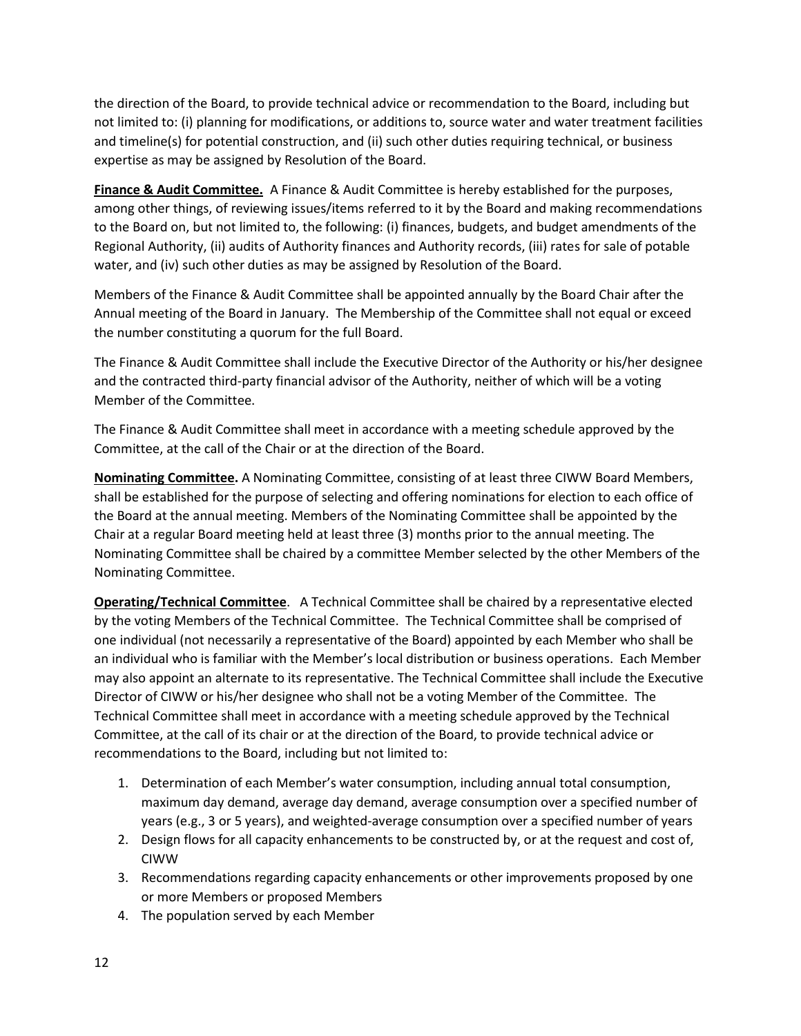the direction of the Board, to provide technical advice or recommendation to the Board, including but not limited to: (i) planning for modifications, or additions to, source water and water treatment facilities and timeline(s) for potential construction, and (ii) such other duties requiring technical, or business expertise as may be assigned by Resolution of the Board.

**Finance & Audit Committee.** A Finance & Audit Committee is hereby established for the purposes, among other things, of reviewing issues/items referred to it by the Board and making recommendations to the Board on, but not limited to, the following: (i) finances, budgets, and budget amendments of the Regional Authority, (ii) audits of Authority finances and Authority records, (iii) rates for sale of potable water, and (iv) such other duties as may be assigned by Resolution of the Board.

Members of the Finance & Audit Committee shall be appointed annually by the Board Chair after the Annual meeting of the Board in January. The Membership of the Committee shall not equal or exceed the number constituting a quorum for the full Board.

The Finance & Audit Committee shall include the Executive Director of the Authority or his/her designee and the contracted third-party financial advisor of the Authority, neither of which will be a voting Member of the Committee.

The Finance & Audit Committee shall meet in accordance with a meeting schedule approved by the Committee, at the call of the Chair or at the direction of the Board.

**Nominating Committee.** A Nominating Committee, consisting of at least three CIWW Board Members, shall be established for the purpose of selecting and offering nominations for election to each office of the Board at the annual meeting. Members of the Nominating Committee shall be appointed by the Chair at a regular Board meeting held at least three (3) months prior to the annual meeting. The Nominating Committee shall be chaired by a committee Member selected by the other Members of the Nominating Committee.

**Operating/Technical Committee**. A Technical Committee shall be chaired by a representative elected by the voting Members of the Technical Committee. The Technical Committee shall be comprised of one individual (not necessarily a representative of the Board) appointed by each Member who shall be an individual who is familiar with the Member's local distribution or business operations. Each Member may also appoint an alternate to its representative. The Technical Committee shall include the Executive Director of CIWW or his/her designee who shall not be a voting Member of the Committee. The Technical Committee shall meet in accordance with a meeting schedule approved by the Technical Committee, at the call of its chair or at the direction of the Board, to provide technical advice or recommendations to the Board, including but not limited to:

1. Determination of each Member's water consumption, including annual total consumption, maximum day demand, average day demand, average consumption over a specified number of years (e.g., 3 or 5 years), and weighted-average consumption over a specified number of years
2. Design flows for all capacity enhancements to be constructed by, or at the request and cost of, CIWW
3. Recommendations regarding capacity enhancements or other improvements proposed by one or more Members or proposed Members
4. The population served by each Member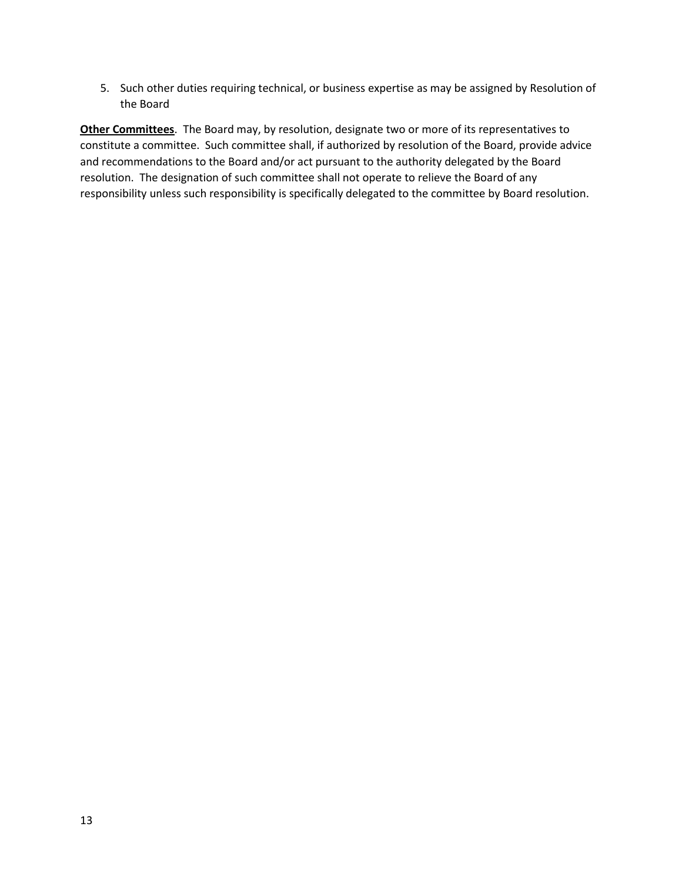5. Such other duties requiring technical, or business expertise as may be assigned by Resolution of the Board

**Other Committees**. The Board may, by resolution, designate two or more of its representatives to constitute a committee. Such committee shall, if authorized by resolution of the Board, provide advice and recommendations to the Board and/or act pursuant to the authority delegated by the Board resolution. The designation of such committee shall not operate to relieve the Board of any responsibility unless such responsibility is specifically delegated to the committee by Board resolution.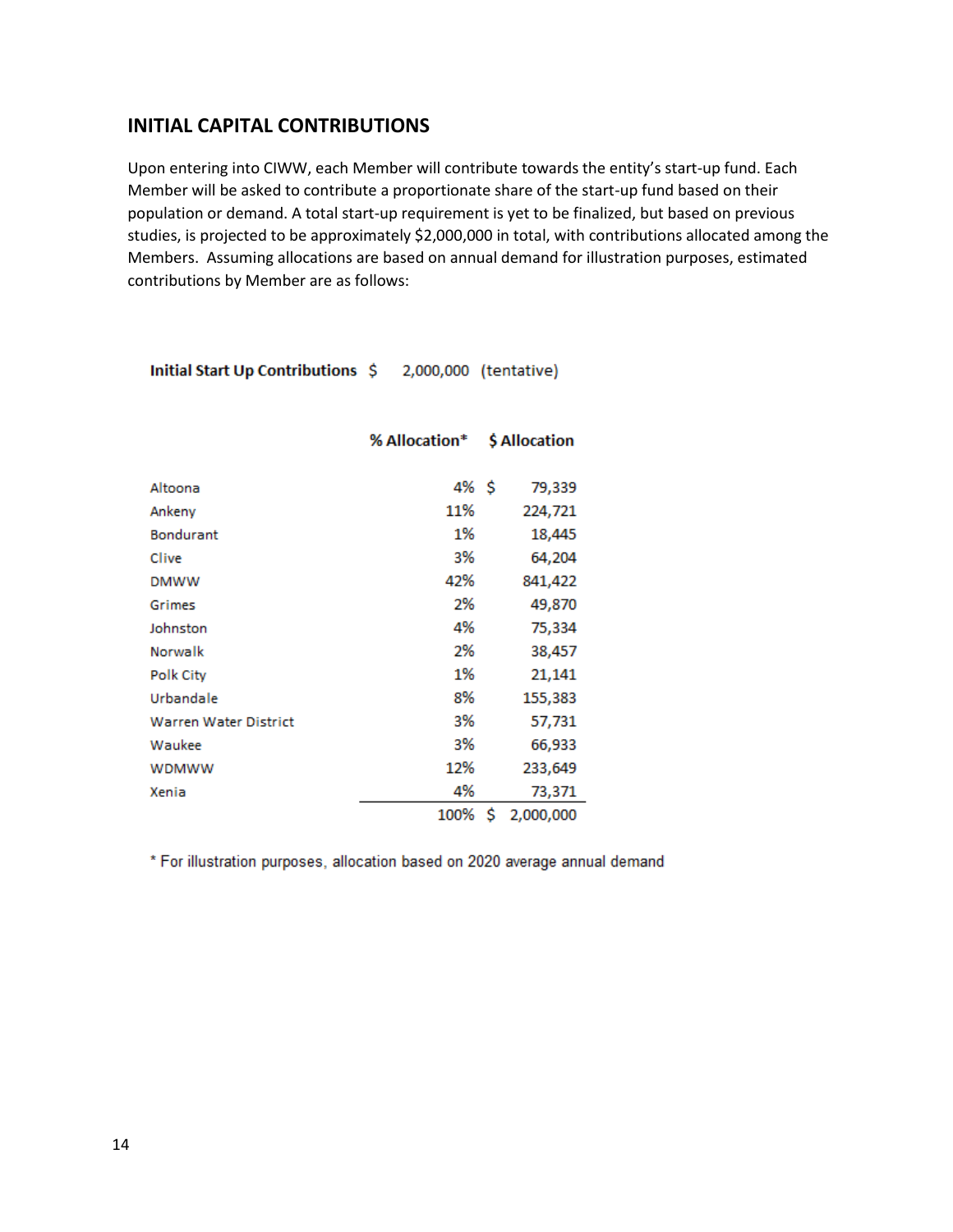## INITIAL CAPITAL CONTRIBUTIONS

Upon entering into CIWW, each Member will contribute towards the entity's start-up fund. Each Member will be asked to contribute a proportionate share of the start-up fund based on their population or demand. A total start-up requirement is yet to be finalized, but based on previous studies, is projected to be approximately $2,000,000 in total, with contributions allocated among the Members. Assuming allocations are based on annual demand for illustration purposes, estimated contributions by Member are as follows:

**Initial Start Up Contributions** $ 2,000,000 (tentative)

| | % Allocation* | $ Allocation |
|---|---|---|
| Altoona | 4% | $ 79,339 |
| Ankeny | 11% | 224,721 |
| Bondurant | 1% | 18,445 |
| Clive | 3% | 64,204 |
| DMWW | 42% | 841,422 |
| Grimes | 2% | 49,870 |
| Johnston | 4% | 75,334 |
| Norwalk | 2% | 38,457 |
| Polk City | 1% | 21,141 |
| Urbandale | 8% | 155,383 |
| Warren Water District | 3% | 57,731 |
| Waukee | 3% | 66,933 |
| WDMWW | 12% | 233,649 |
| Xenia | 4% | 73,371 |
| | 100% | $ 2,000,000 |

* For illustration purposes, allocation based on 2020 average annual demand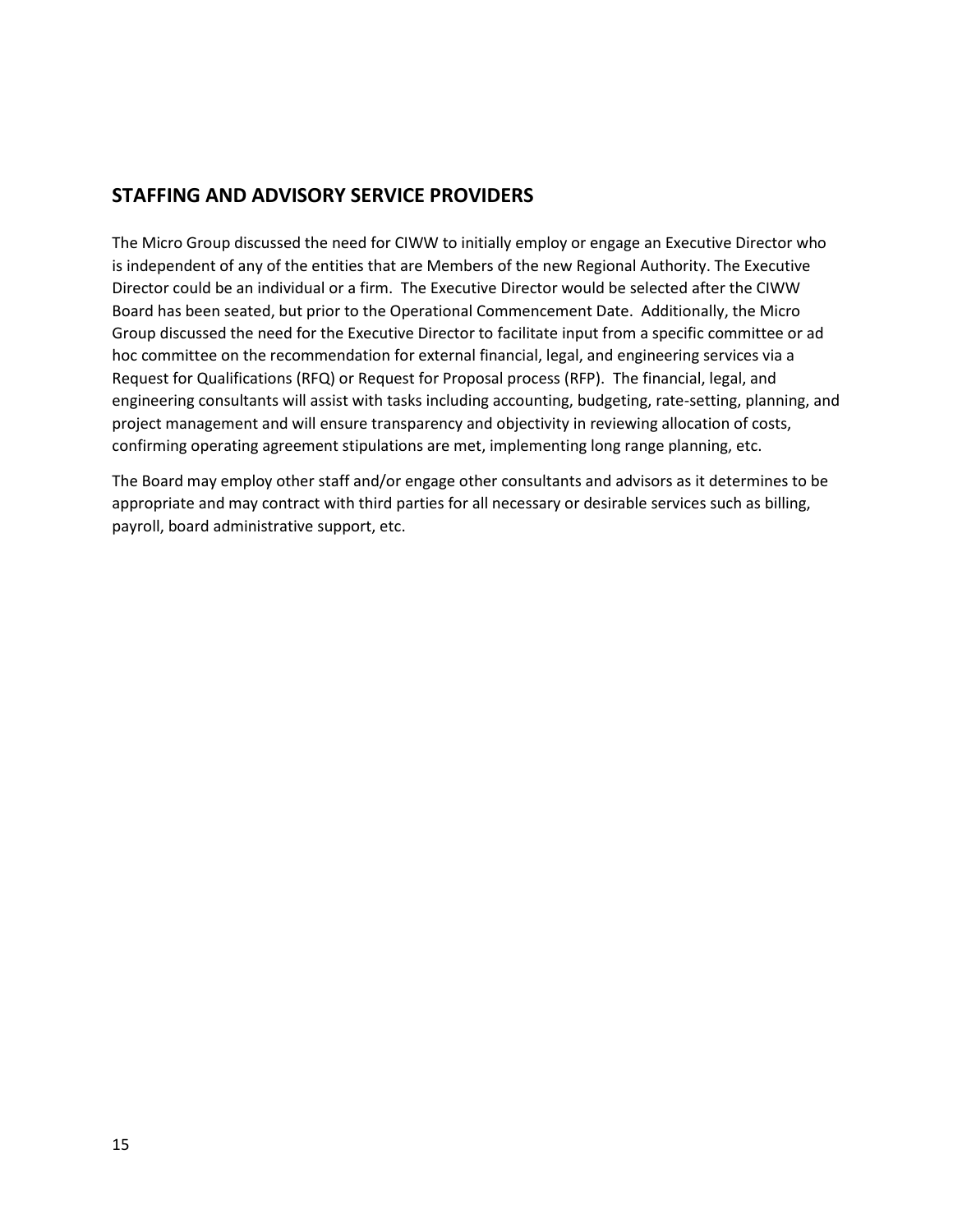## STAFFING AND ADVISORY SERVICE PROVIDERS

The Micro Group discussed the need for CIWW to initially employ or engage an Executive Director who is independent of any of the entities that are Members of the new Regional Authority. The Executive Director could be an individual or a firm. The Executive Director would be selected after the CIWW Board has been seated, but prior to the Operational Commencement Date. Additionally, the Micro Group discussed the need for the Executive Director to facilitate input from a specific committee or ad hoc committee on the recommendation for external financial, legal, and engineering services via a Request for Qualifications (RFQ) or Request for Proposal process (RFP). The financial, legal, and engineering consultants will assist with tasks including accounting, budgeting, rate-setting, planning, and project management and will ensure transparency and objectivity in reviewing allocation of costs, confirming operating agreement stipulations are met, implementing long range planning, etc.

The Board may employ other staff and/or engage other consultants and advisors as it determines to be appropriate and may contract with third parties for all necessary or desirable services such as billing, payroll, board administrative support, etc.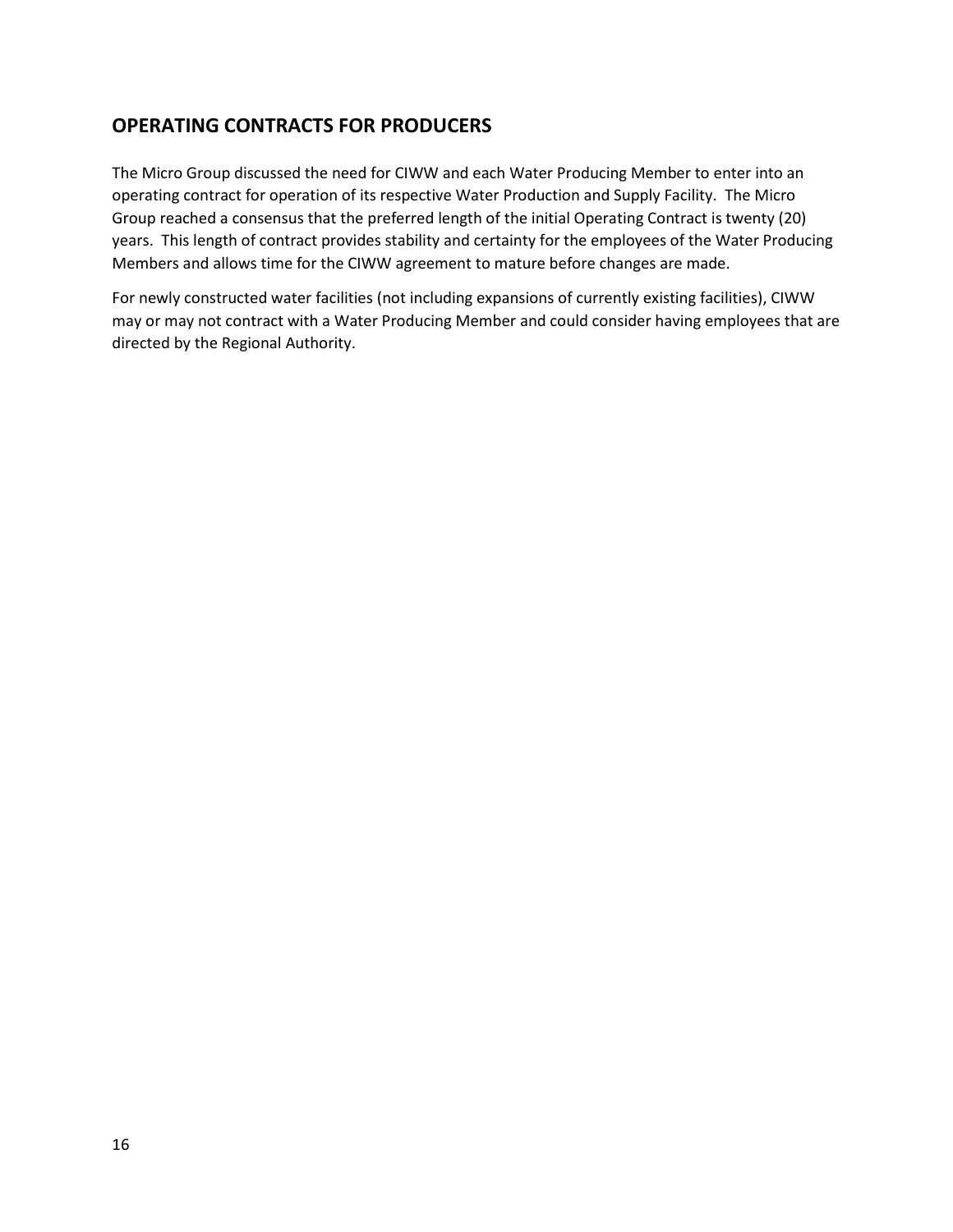## OPERATING CONTRACTS FOR PRODUCERS

The Micro Group discussed the need for CIWW and each Water Producing Member to enter into an operating contract for operation of its respective Water Production and Supply Facility. The Micro Group reached a consensus that the preferred length of the initial Operating Contract is twenty (20) years. This length of contract provides stability and certainty for the employees of the Water Producing Members and allows time for the CIWW agreement to mature before changes are made.

For newly constructed water facilities (not including expansions of currently existing facilities), CIWW may or may not contract with a Water Producing Member and could consider having employees that are directed by the Regional Authority.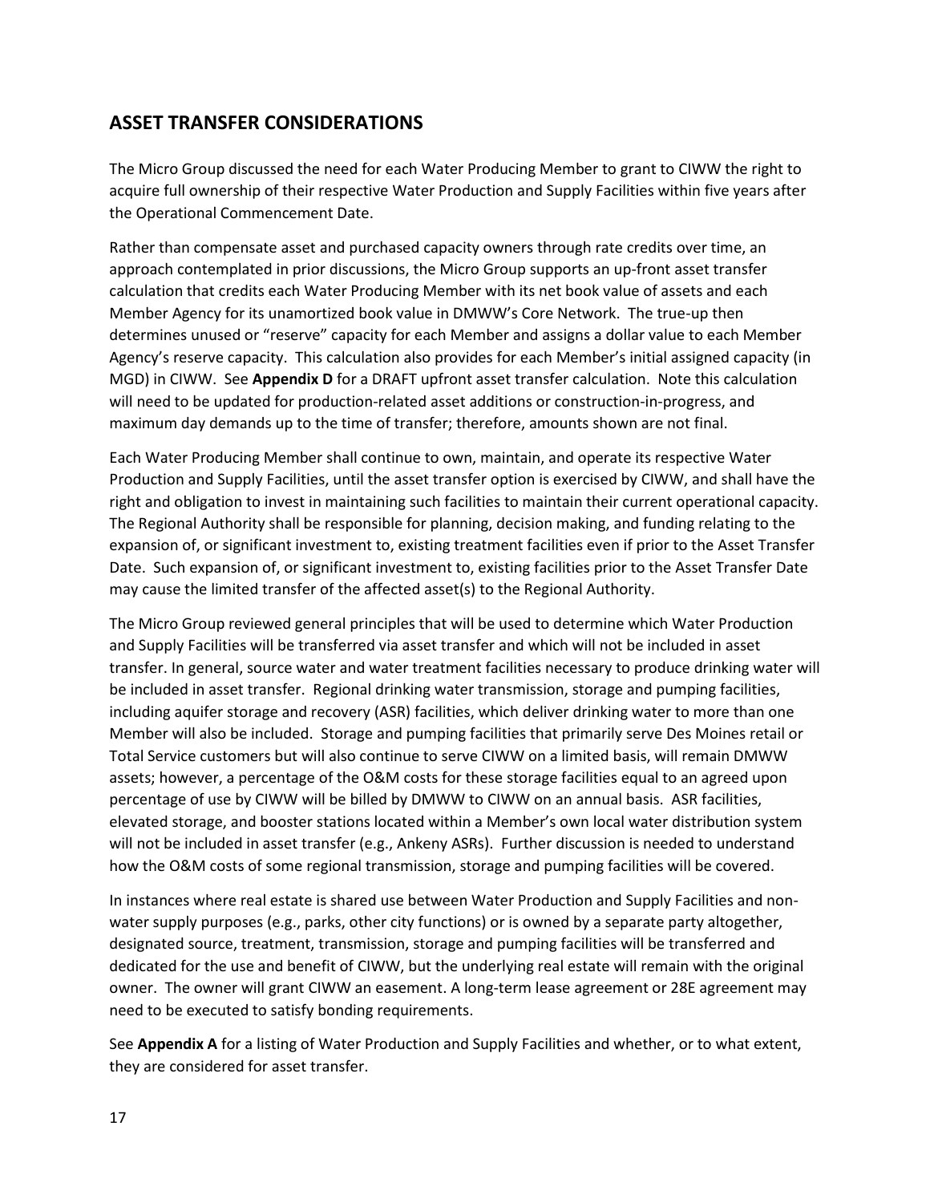## ASSET TRANSFER CONSIDERATIONS

The Micro Group discussed the need for each Water Producing Member to grant to CIWW the right to acquire full ownership of their respective Water Production and Supply Facilities within five years after the Operational Commencement Date.

Rather than compensate asset and purchased capacity owners through rate credits over time, an approach contemplated in prior discussions, the Micro Group supports an up-front asset transfer calculation that credits each Water Producing Member with its net book value of assets and each Member Agency for its unamortized book value in DMWW's Core Network. The true-up then determines unused or "reserve" capacity for each Member and assigns a dollar value to each Member Agency's reserve capacity. This calculation also provides for each Member's initial assigned capacity (in MGD) in CIWW. See **Appendix D** for a DRAFT upfront asset transfer calculation. Note this calculation will need to be updated for production-related asset additions or construction-in-progress, and maximum day demands up to the time of transfer; therefore, amounts shown are not final.

Each Water Producing Member shall continue to own, maintain, and operate its respective Water Production and Supply Facilities, until the asset transfer option is exercised by CIWW, and shall have the right and obligation to invest in maintaining such facilities to maintain their current operational capacity. The Regional Authority shall be responsible for planning, decision making, and funding relating to the expansion of, or significant investment to, existing treatment facilities even if prior to the Asset Transfer Date. Such expansion of, or significant investment to, existing facilities prior to the Asset Transfer Date may cause the limited transfer of the affected asset(s) to the Regional Authority.

The Micro Group reviewed general principles that will be used to determine which Water Production and Supply Facilities will be transferred via asset transfer and which will not be included in asset transfer. In general, source water and water treatment facilities necessary to produce drinking water will be included in asset transfer. Regional drinking water transmission, storage and pumping facilities, including aquifer storage and recovery (ASR) facilities, which deliver drinking water to more than one Member will also be included. Storage and pumping facilities that primarily serve Des Moines retail or Total Service customers but will also continue to serve CIWW on a limited basis, will remain DMWW assets; however, a percentage of the O&M costs for these storage facilities equal to an agreed upon percentage of use by CIWW will be billed by DMWW to CIWW on an annual basis. ASR facilities, elevated storage, and booster stations located within a Member's own local water distribution system will not be included in asset transfer (e.g., Ankeny ASRs). Further discussion is needed to understand how the O&M costs of some regional transmission, storage and pumping facilities will be covered.

In instances where real estate is shared use between Water Production and Supply Facilities and non-water supply purposes (e.g., parks, other city functions) or is owned by a separate party altogether, designated source, treatment, transmission, storage and pumping facilities will be transferred and dedicated for the use and benefit of CIWW, but the underlying real estate will remain with the original owner. The owner will grant CIWW an easement. A long-term lease agreement or 28E agreement may need to be executed to satisfy bonding requirements.

See **Appendix A** for a listing of Water Production and Supply Facilities and whether, or to what extent, they are considered for asset transfer.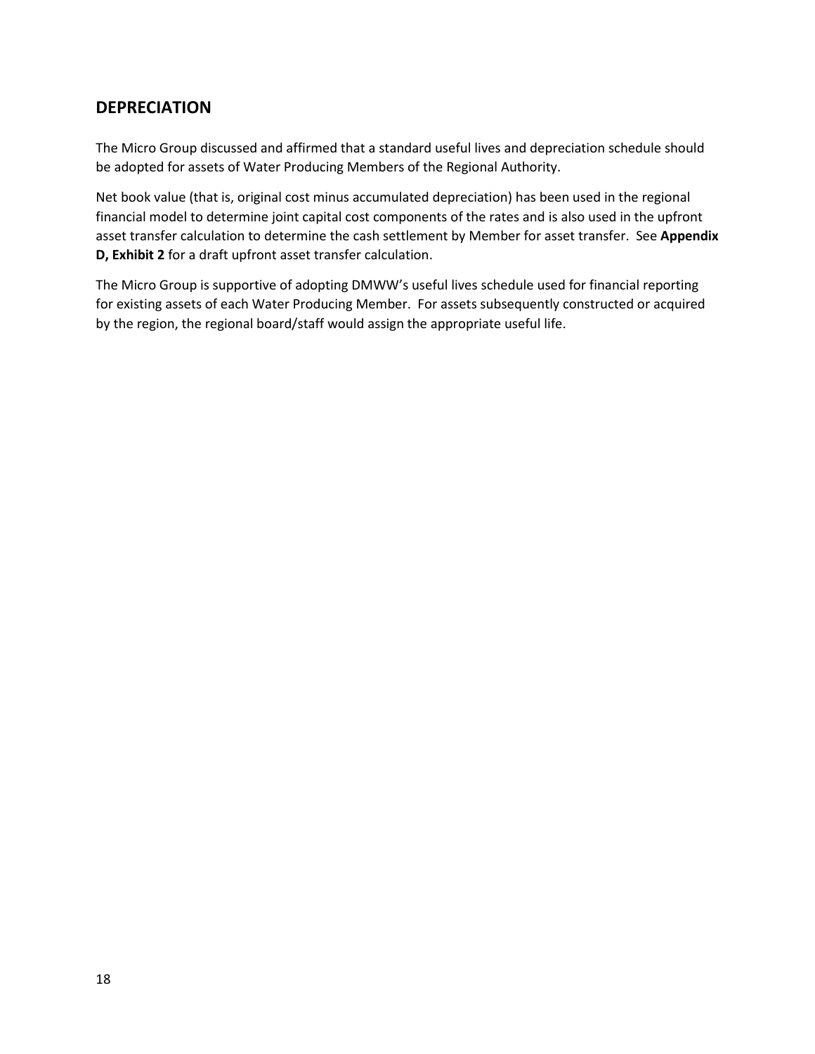## DEPRECIATION

The Micro Group discussed and affirmed that a standard useful lives and depreciation schedule should be adopted for assets of Water Producing Members of the Regional Authority.

Net book value (that is, original cost minus accumulated depreciation) has been used in the regional financial model to determine joint capital cost components of the rates and is also used in the upfront asset transfer calculation to determine the cash settlement by Member for asset transfer. See **Appendix D, Exhibit 2** for a draft upfront asset transfer calculation.

The Micro Group is supportive of adopting DMWW's useful lives schedule used for financial reporting for existing assets of each Water Producing Member. For assets subsequently constructed or acquired by the region, the regional board/staff would assign the appropriate useful life.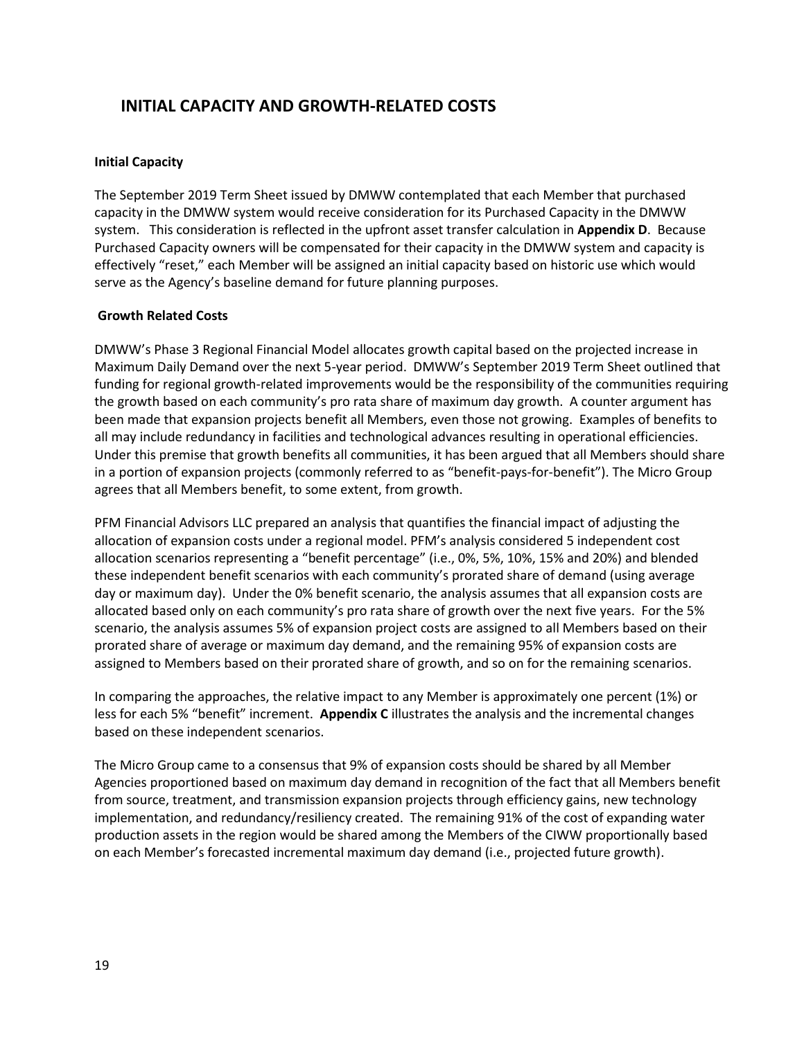# INITIAL CAPACITY AND GROWTH-RELATED COSTS

**Initial Capacity**

The September 2019 Term Sheet issued by DMWW contemplated that each Member that purchased capacity in the DMWW system would receive consideration for its Purchased Capacity in the DMWW system. This consideration is reflected in the upfront asset transfer calculation in **Appendix D**. Because Purchased Capacity owners will be compensated for their capacity in the DMWW system and capacity is effectively "reset," each Member will be assigned an initial capacity based on historic use which would serve as the Agency's baseline demand for future planning purposes.

**Growth Related Costs**

DMWW's Phase 3 Regional Financial Model allocates growth capital based on the projected increase in Maximum Daily Demand over the next 5-year period. DMWW's September 2019 Term Sheet outlined that funding for regional growth-related improvements would be the responsibility of the communities requiring the growth based on each community's pro rata share of maximum day growth. A counter argument has been made that expansion projects benefit all Members, even those not growing. Examples of benefits to all may include redundancy in facilities and technological advances resulting in operational efficiencies. Under this premise that growth benefits all communities, it has been argued that all Members should share in a portion of expansion projects (commonly referred to as "benefit-pays-for-benefit"). The Micro Group agrees that all Members benefit, to some extent, from growth.

PFM Financial Advisors LLC prepared an analysis that quantifies the financial impact of adjusting the allocation of expansion costs under a regional model. PFM's analysis considered 5 independent cost allocation scenarios representing a "benefit percentage" (i.e., 0%, 5%, 10%, 15% and 20%) and blended these independent benefit scenarios with each community's prorated share of demand (using average day or maximum day). Under the 0% benefit scenario, the analysis assumes that all expansion costs are allocated based only on each community's pro rata share of growth over the next five years. For the 5% scenario, the analysis assumes 5% of expansion project costs are assigned to all Members based on their prorated share of average or maximum day demand, and the remaining 95% of expansion costs are assigned to Members based on their prorated share of growth, and so on for the remaining scenarios.

In comparing the approaches, the relative impact to any Member is approximately one percent (1%) or less for each 5% "benefit" increment. **Appendix C** illustrates the analysis and the incremental changes based on these independent scenarios.

The Micro Group came to a consensus that 9% of expansion costs should be shared by all Member Agencies proportioned based on maximum day demand in recognition of the fact that all Members benefit from source, treatment, and transmission expansion projects through efficiency gains, new technology implementation, and redundancy/resiliency created. The remaining 91% of the cost of expanding water production assets in the region would be shared among the Members of the CIWW proportionally based on each Member's forecasted incremental maximum day demand (i.e., projected future growth).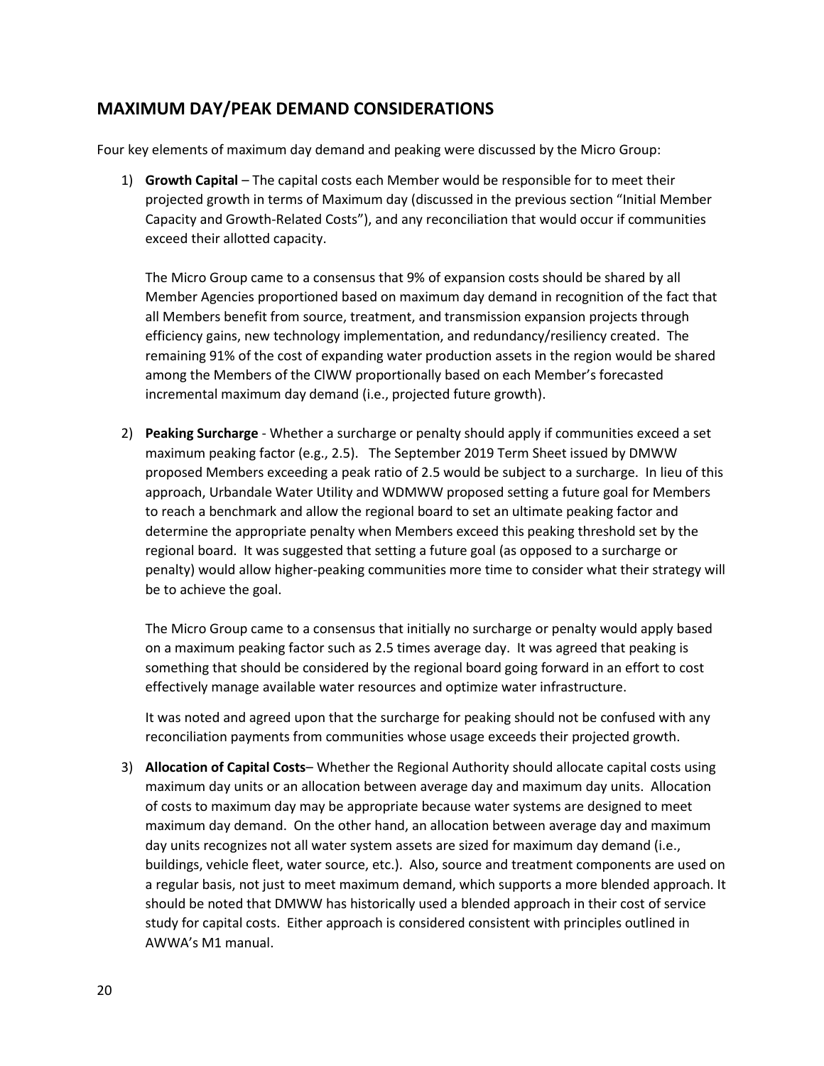## MAXIMUM DAY/PEAK DEMAND CONSIDERATIONS

Four key elements of maximum day demand and peaking were discussed by the Micro Group:

1) **Growth Capital** – The capital costs each Member would be responsible for to meet their projected growth in terms of Maximum day (discussed in the previous section "Initial Member Capacity and Growth-Related Costs"), and any reconciliation that would occur if communities exceed their allotted capacity.

   The Micro Group came to a consensus that 9% of expansion costs should be shared by all Member Agencies proportioned based on maximum day demand in recognition of the fact that all Members benefit from source, treatment, and transmission expansion projects through efficiency gains, new technology implementation, and redundancy/resiliency created. The remaining 91% of the cost of expanding water production assets in the region would be shared among the Members of the CIWW proportionally based on each Member's forecasted incremental maximum day demand (i.e., projected future growth).

2) **Peaking Surcharge** - Whether a surcharge or penalty should apply if communities exceed a set maximum peaking factor (e.g., 2.5). The September 2019 Term Sheet issued by DMWW proposed Members exceeding a peak ratio of 2.5 would be subject to a surcharge. In lieu of this approach, Urbandale Water Utility and WDMWW proposed setting a future goal for Members to reach a benchmark and allow the regional board to set an ultimate peaking factor and determine the appropriate penalty when Members exceed this peaking threshold set by the regional board. It was suggested that setting a future goal (as opposed to a surcharge or penalty) would allow higher-peaking communities more time to consider what their strategy will be to achieve the goal.

   The Micro Group came to a consensus that initially no surcharge or penalty would apply based on a maximum peaking factor such as 2.5 times average day. It was agreed that peaking is something that should be considered by the regional board going forward in an effort to cost effectively manage available water resources and optimize water infrastructure.

   It was noted and agreed upon that the surcharge for peaking should not be confused with any reconciliation payments from communities whose usage exceeds their projected growth.

3) **Allocation of Capital Costs**– Whether the Regional Authority should allocate capital costs using maximum day units or an allocation between average day and maximum day units. Allocation of costs to maximum day may be appropriate because water systems are designed to meet maximum day demand. On the other hand, an allocation between average day and maximum day units recognizes not all water system assets are sized for maximum day demand (i.e., buildings, vehicle fleet, water source, etc.). Also, source and treatment components are used on a regular basis, not just to meet maximum demand, which supports a more blended approach. It should be noted that DMWW has historically used a blended approach in their cost of service study for capital costs. Either approach is considered consistent with principles outlined in AWWA's M1 manual.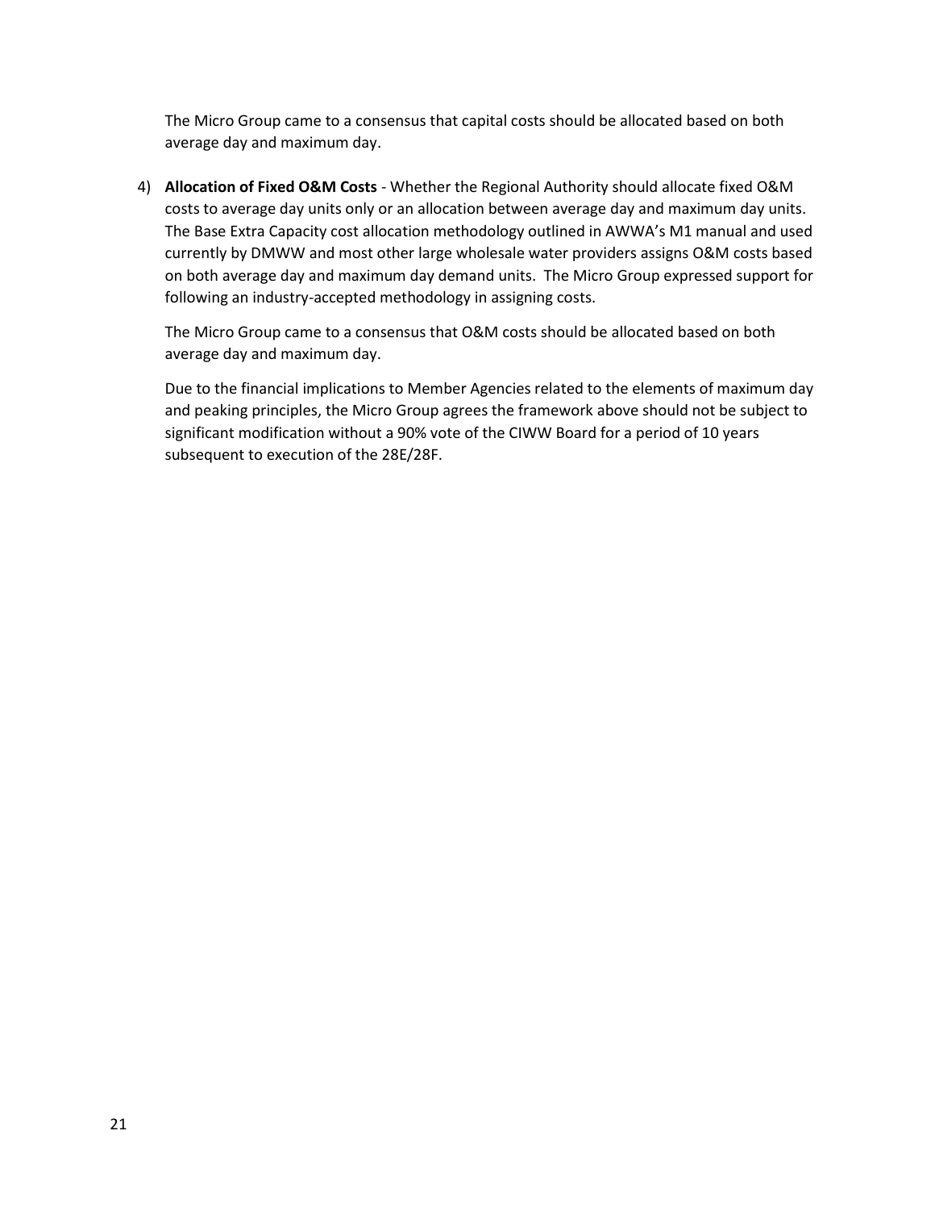The Micro Group came to a consensus that capital costs should be allocated based on both average day and maximum day.

4) **Allocation of Fixed O&M Costs** - Whether the Regional Authority should allocate fixed O&M costs to average day units only or an allocation between average day and maximum day units. The Base Extra Capacity cost allocation methodology outlined in AWWA's M1 manual and used currently by DMWW and most other large wholesale water providers assigns O&M costs based on both average day and maximum day demand units. The Micro Group expressed support for following an industry-accepted methodology in assigning costs.

   The Micro Group came to a consensus that O&M costs should be allocated based on both average day and maximum day.

   Due to the financial implications to Member Agencies related to the elements of maximum day and peaking principles, the Micro Group agrees the framework above should not be subject to significant modification without a 90% vote of the CIWW Board for a period of 10 years subsequent to execution of the 28E/28F.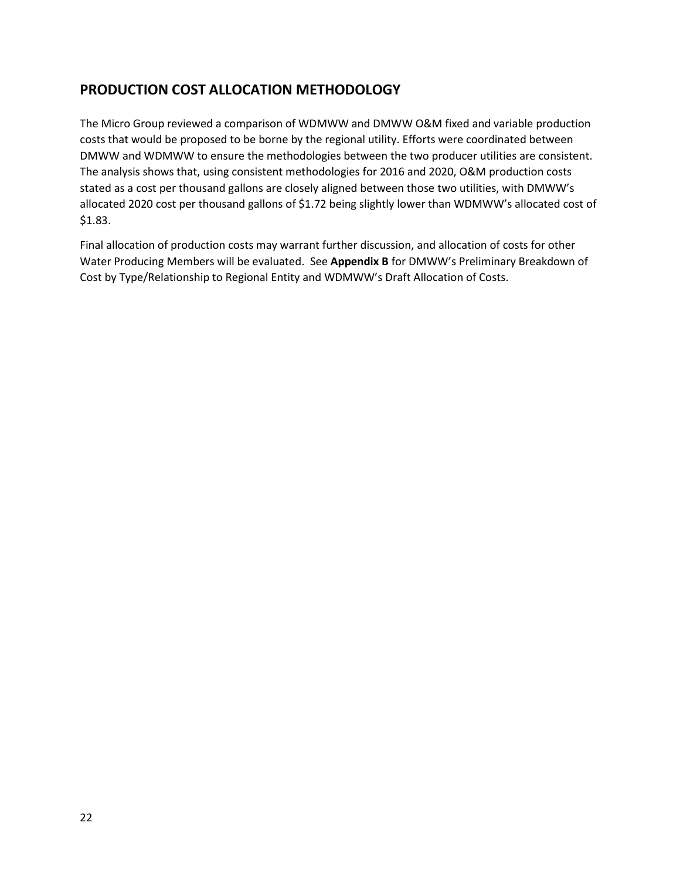## PRODUCTION COST ALLOCATION METHODOLOGY

The Micro Group reviewed a comparison of WDMWW and DMWW O&M fixed and variable production costs that would be proposed to be borne by the regional utility. Efforts were coordinated between DMWW and WDMWW to ensure the methodologies between the two producer utilities are consistent. The analysis shows that, using consistent methodologies for 2016 and 2020, O&M production costs stated as a cost per thousand gallons are closely aligned between those two utilities, with DMWW's allocated 2020 cost per thousand gallons of $1.72 being slightly lower than WDMWW's allocated cost of $1.83.

Final allocation of production costs may warrant further discussion, and allocation of costs for other Water Producing Members will be evaluated. See **Appendix B** for DMWW's Preliminary Breakdown of Cost by Type/Relationship to Regional Entity and WDMWW's Draft Allocation of Costs.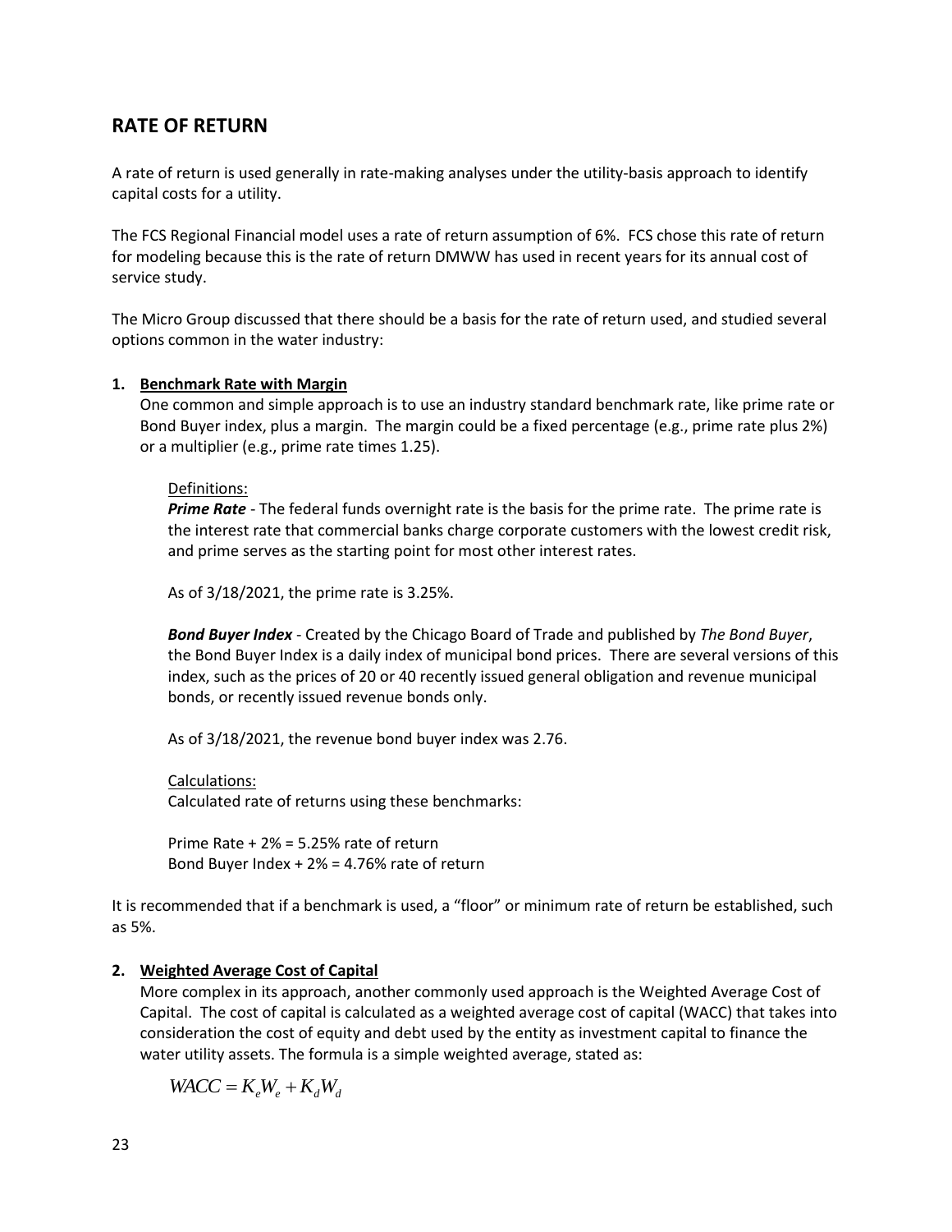## RATE OF RETURN

A rate of return is used generally in rate-making analyses under the utility-basis approach to identify capital costs for a utility.

The FCS Regional Financial model uses a rate of return assumption of 6%. FCS chose this rate of return for modeling because this is the rate of return DMWW has used in recent years for its annual cost of service study.

The Micro Group discussed that there should be a basis for the rate of return used, and studied several options common in the water industry:

1. **Benchmark Rate with Margin**
   One common and simple approach is to use an industry standard benchmark rate, like prime rate or Bond Buyer index, plus a margin. The margin could be a fixed percentage (e.g., prime rate plus 2%) or a multiplier (e.g., prime rate times 1.25).

   Definitions:
   ***Prime Rate*** - The federal funds overnight rate is the basis for the prime rate. The prime rate is the interest rate that commercial banks charge corporate customers with the lowest credit risk, and prime serves as the starting point for most other interest rates.

   As of 3/18/2021, the prime rate is 3.25%.

   ***Bond Buyer Index*** - Created by the Chicago Board of Trade and published by *The Bond Buyer*, the Bond Buyer Index is a daily index of municipal bond prices. There are several versions of this index, such as the prices of 20 or 40 recently issued general obligation and revenue municipal bonds, or recently issued revenue bonds only.

   As of 3/18/2021, the revenue bond buyer index was 2.76.

   Calculations:
   Calculated rate of returns using these benchmarks:

   Prime Rate + 2% = 5.25% rate of return
   Bond Buyer Index + 2% = 4.76% rate of return

It is recommended that if a benchmark is used, a "floor" or minimum rate of return be established, such as 5%.

2. **Weighted Average Cost of Capital**
   More complex in its approach, another commonly used approach is the Weighted Average Cost of Capital. The cost of capital is calculated as a weighted average cost of capital (WACC) that takes into consideration the cost of equity and debt used by the entity as investment capital to finance the water utility assets. The formula is a simple weighted average, stated as:

$$WACC = K_e W_e + K_d W_d$$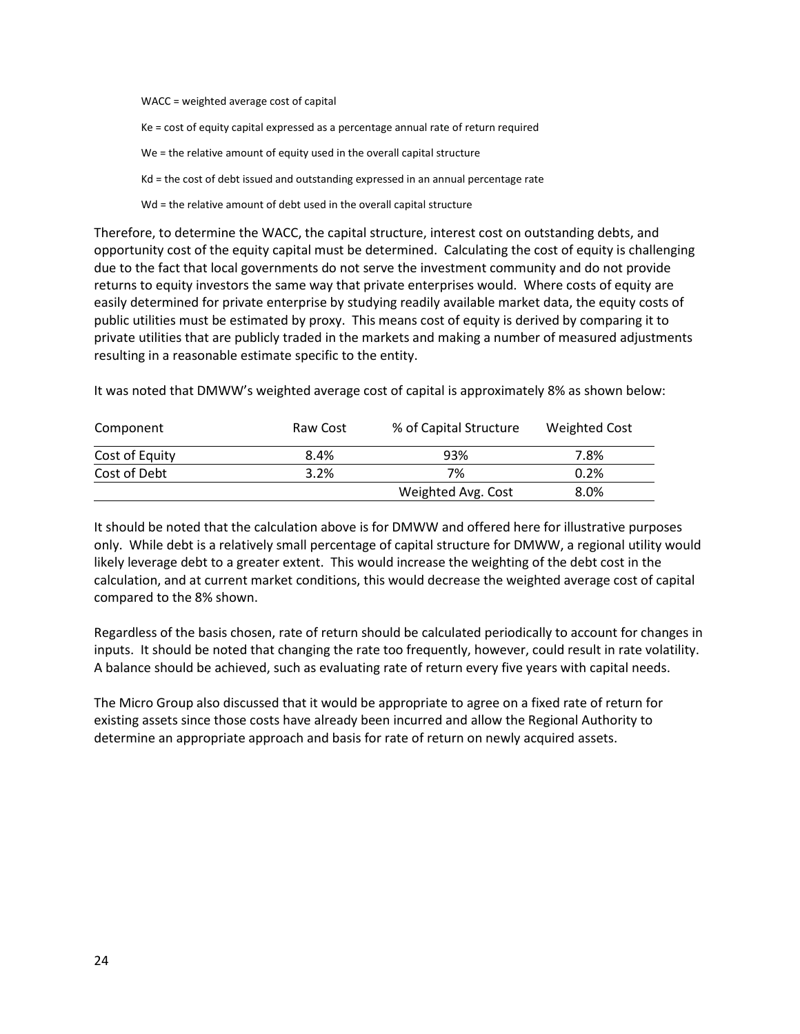WACC = weighted average cost of capital

Ke = cost of equity capital expressed as a percentage annual rate of return required

We = the relative amount of equity used in the overall capital structure

Kd = the cost of debt issued and outstanding expressed in an annual percentage rate

Wd = the relative amount of debt used in the overall capital structure

Therefore, to determine the WACC, the capital structure, interest cost on outstanding debts, and opportunity cost of the equity capital must be determined. Calculating the cost of equity is challenging due to the fact that local governments do not serve the investment community and do not provide returns to equity investors the same way that private enterprises would. Where costs of equity are easily determined for private enterprise by studying readily available market data, the equity costs of public utilities must be estimated by proxy. This means cost of equity is derived by comparing it to private utilities that are publicly traded in the markets and making a number of measured adjustments resulting in a reasonable estimate specific to the entity.

It was noted that DMWW's weighted average cost of capital is approximately 8% as shown below:

| Component | Raw Cost | % of Capital Structure | Weighted Cost |
|---|---|---|---|
| Cost of Equity | 8.4% | 93% | 7.8% |
| Cost of Debt | 3.2% | 7% | 0.2% |
| | | Weighted Avg. Cost | 8.0% |

It should be noted that the calculation above is for DMWW and offered here for illustrative purposes only. While debt is a relatively small percentage of capital structure for DMWW, a regional utility would likely leverage debt to a greater extent. This would increase the weighting of the debt cost in the calculation, and at current market conditions, this would decrease the weighted average cost of capital compared to the 8% shown.

Regardless of the basis chosen, rate of return should be calculated periodically to account for changes in inputs. It should be noted that changing the rate too frequently, however, could result in rate volatility. A balance should be achieved, such as evaluating rate of return every five years with capital needs.

The Micro Group also discussed that it would be appropriate to agree on a fixed rate of return for existing assets since those costs have already been incurred and allow the Regional Authority to determine an appropriate approach and basis for rate of return on newly acquired assets.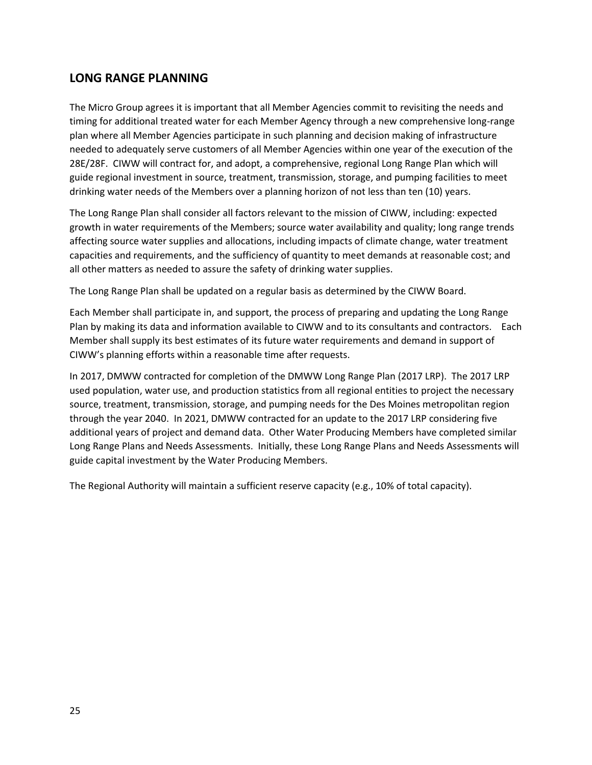## LONG RANGE PLANNING

The Micro Group agrees it is important that all Member Agencies commit to revisiting the needs and timing for additional treated water for each Member Agency through a new comprehensive long-range plan where all Member Agencies participate in such planning and decision making of infrastructure needed to adequately serve customers of all Member Agencies within one year of the execution of the 28E/28F. CIWW will contract for, and adopt, a comprehensive, regional Long Range Plan which will guide regional investment in source, treatment, transmission, storage, and pumping facilities to meet drinking water needs of the Members over a planning horizon of not less than ten (10) years.

The Long Range Plan shall consider all factors relevant to the mission of CIWW, including: expected growth in water requirements of the Members; source water availability and quality; long range trends affecting source water supplies and allocations, including impacts of climate change, water treatment capacities and requirements, and the sufficiency of quantity to meet demands at reasonable cost; and all other matters as needed to assure the safety of drinking water supplies.

The Long Range Plan shall be updated on a regular basis as determined by the CIWW Board.

Each Member shall participate in, and support, the process of preparing and updating the Long Range Plan by making its data and information available to CIWW and to its consultants and contractors. Each Member shall supply its best estimates of its future water requirements and demand in support of CIWW's planning efforts within a reasonable time after requests.

In 2017, DMWW contracted for completion of the DMWW Long Range Plan (2017 LRP). The 2017 LRP used population, water use, and production statistics from all regional entities to project the necessary source, treatment, transmission, storage, and pumping needs for the Des Moines metropolitan region through the year 2040. In 2021, DMWW contracted for an update to the 2017 LRP considering five additional years of project and demand data. Other Water Producing Members have completed similar Long Range Plans and Needs Assessments. Initially, these Long Range Plans and Needs Assessments will guide capital investment by the Water Producing Members.

The Regional Authority will maintain a sufficient reserve capacity (e.g., 10% of total capacity).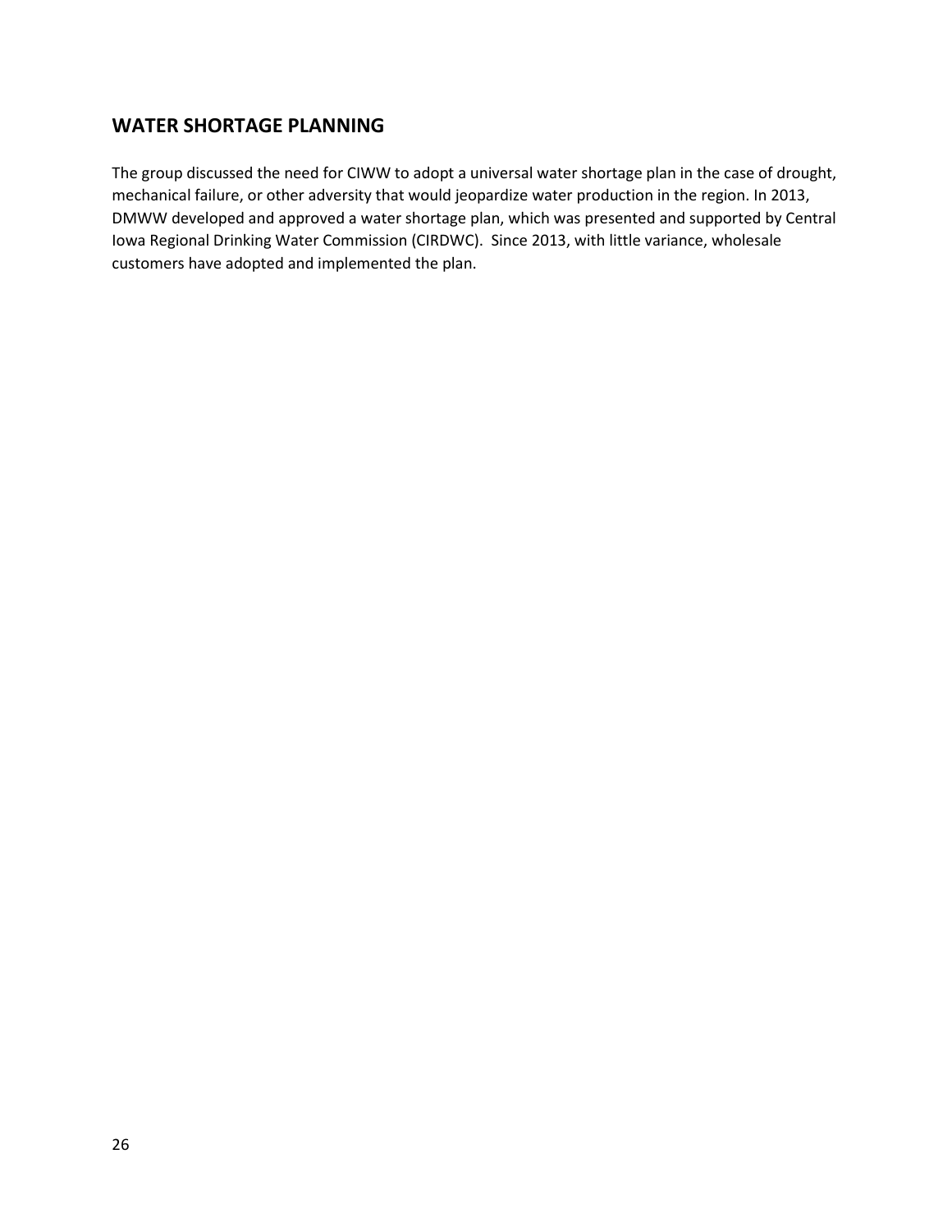## WATER SHORTAGE PLANNING

The group discussed the need for CIWW to adopt a universal water shortage plan in the case of drought, mechanical failure, or other adversity that would jeopardize water production in the region. In 2013, DMWW developed and approved a water shortage plan, which was presented and supported by Central Iowa Regional Drinking Water Commission (CIRDWC). Since 2013, with little variance, wholesale customers have adopted and implemented the plan.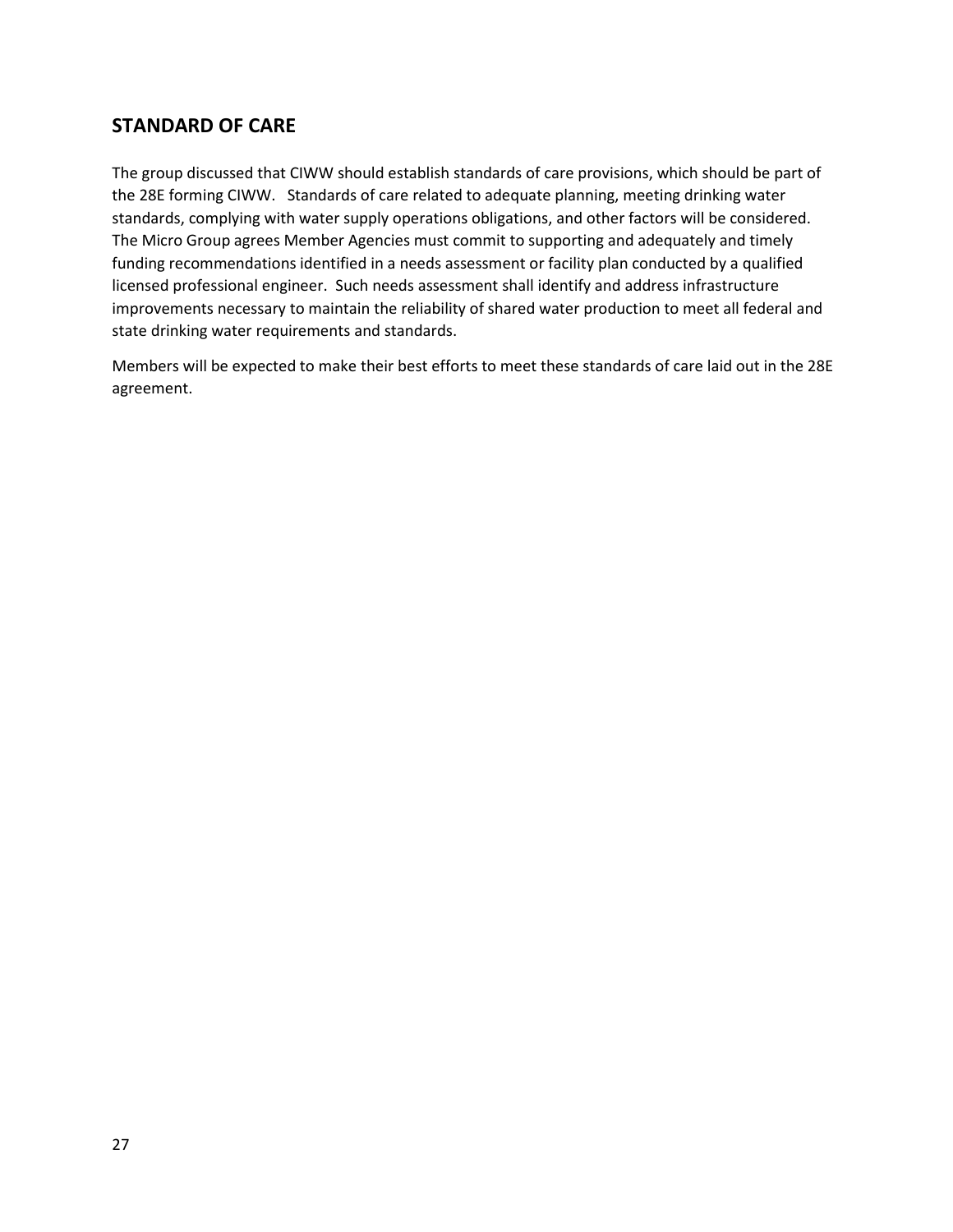## STANDARD OF CARE

The group discussed that CIWW should establish standards of care provisions, which should be part of the 28E forming CIWW. Standards of care related to adequate planning, meeting drinking water standards, complying with water supply operations obligations, and other factors will be considered. The Micro Group agrees Member Agencies must commit to supporting and adequately and timely funding recommendations identified in a needs assessment or facility plan conducted by a qualified licensed professional engineer. Such needs assessment shall identify and address infrastructure improvements necessary to maintain the reliability of shared water production to meet all federal and state drinking water requirements and standards.

Members will be expected to make their best efforts to meet these standards of care laid out in the 28E agreement.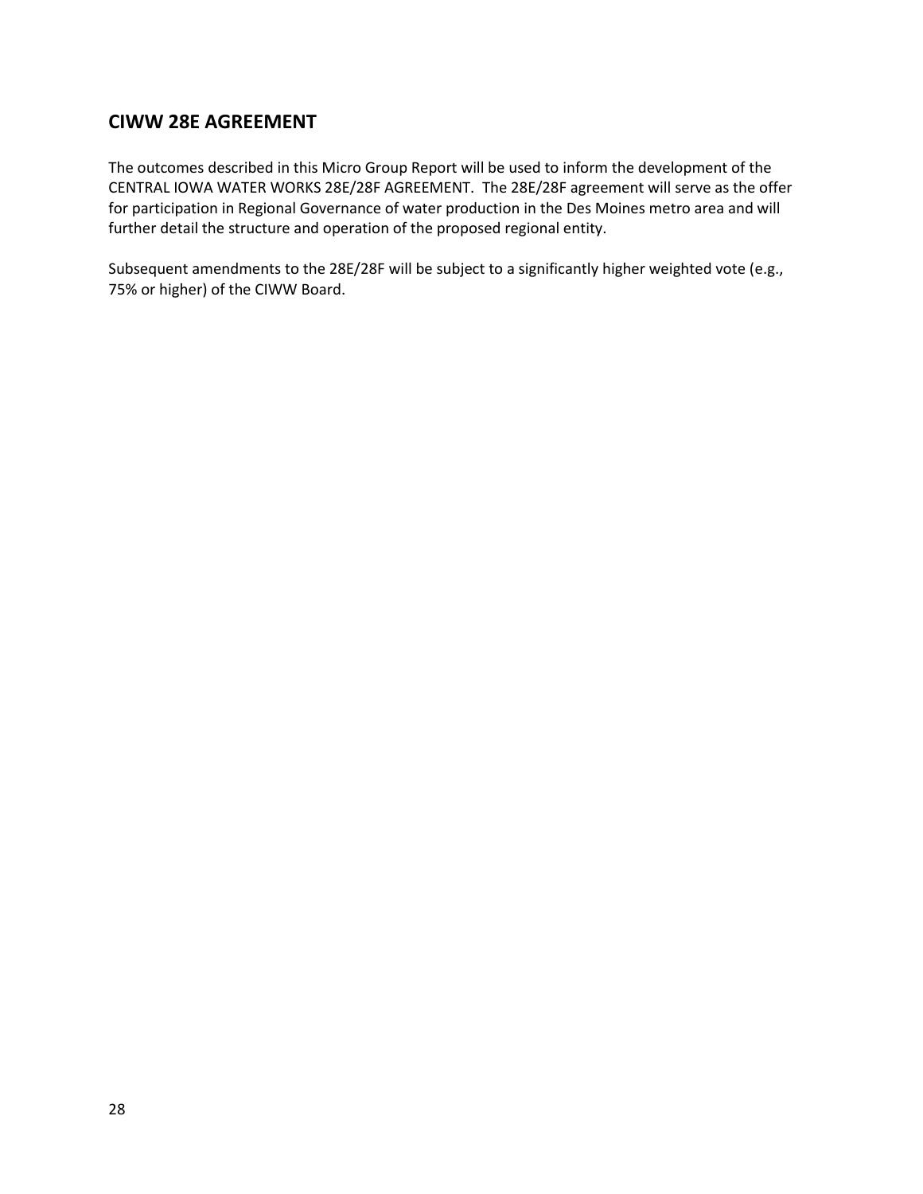## CIWW 28E AGREEMENT

The outcomes described in this Micro Group Report will be used to inform the development of the CENTRAL IOWA WATER WORKS 28E/28F AGREEMENT. The 28E/28F agreement will serve as the offer for participation in Regional Governance of water production in the Des Moines metro area and will further detail the structure and operation of the proposed regional entity.

Subsequent amendments to the 28E/28F will be subject to a significantly higher weighted vote (e.g., 75% or higher) of the CIWW Board.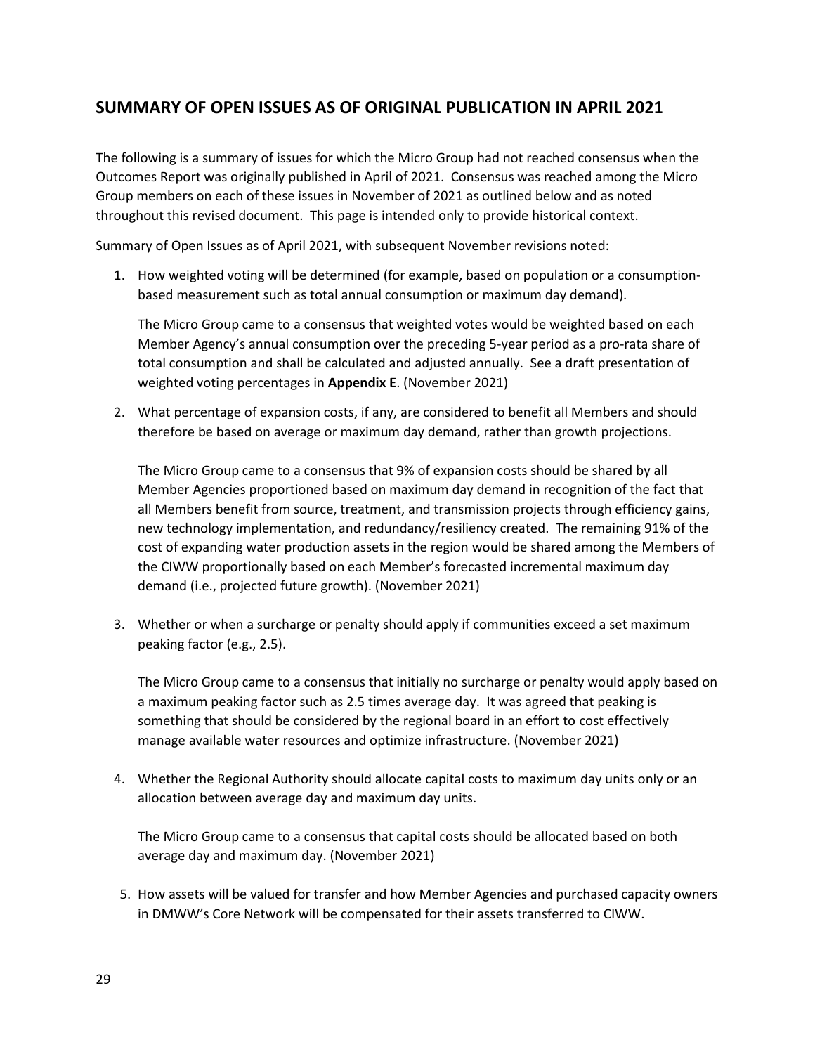## SUMMARY OF OPEN ISSUES AS OF ORIGINAL PUBLICATION IN APRIL 2021

The following is a summary of issues for which the Micro Group had not reached consensus when the Outcomes Report was originally published in April of 2021. Consensus was reached among the Micro Group members on each of these issues in November of 2021 as outlined below and as noted throughout this revised document. This page is intended only to provide historical context.

Summary of Open Issues as of April 2021, with subsequent November revisions noted:

1. How weighted voting will be determined (for example, based on population or a consumption-based measurement such as total annual consumption or maximum day demand).

   The Micro Group came to a consensus that weighted votes would be weighted based on each Member Agency's annual consumption over the preceding 5-year period as a pro-rata share of total consumption and shall be calculated and adjusted annually. See a draft presentation of weighted voting percentages in **Appendix E**. (November 2021)

2. What percentage of expansion costs, if any, are considered to benefit all Members and should therefore be based on average or maximum day demand, rather than growth projections.

   The Micro Group came to a consensus that 9% of expansion costs should be shared by all Member Agencies proportioned based on maximum day demand in recognition of the fact that all Members benefit from source, treatment, and transmission projects through efficiency gains, new technology implementation, and redundancy/resiliency created. The remaining 91% of the cost of expanding water production assets in the region would be shared among the Members of the CIWW proportionally based on each Member's forecasted incremental maximum day demand (i.e., projected future growth). (November 2021)

3. Whether or when a surcharge or penalty should apply if communities exceed a set maximum peaking factor (e.g., 2.5).

   The Micro Group came to a consensus that initially no surcharge or penalty would apply based on a maximum peaking factor such as 2.5 times average day. It was agreed that peaking is something that should be considered by the regional board in an effort to cost effectively manage available water resources and optimize infrastructure. (November 2021)

4. Whether the Regional Authority should allocate capital costs to maximum day units only or an allocation between average day and maximum day units.

   The Micro Group came to a consensus that capital costs should be allocated based on both average day and maximum day. (November 2021)

5. How assets will be valued for transfer and how Member Agencies and purchased capacity owners in DMWW's Core Network will be compensated for their assets transferred to CIWW.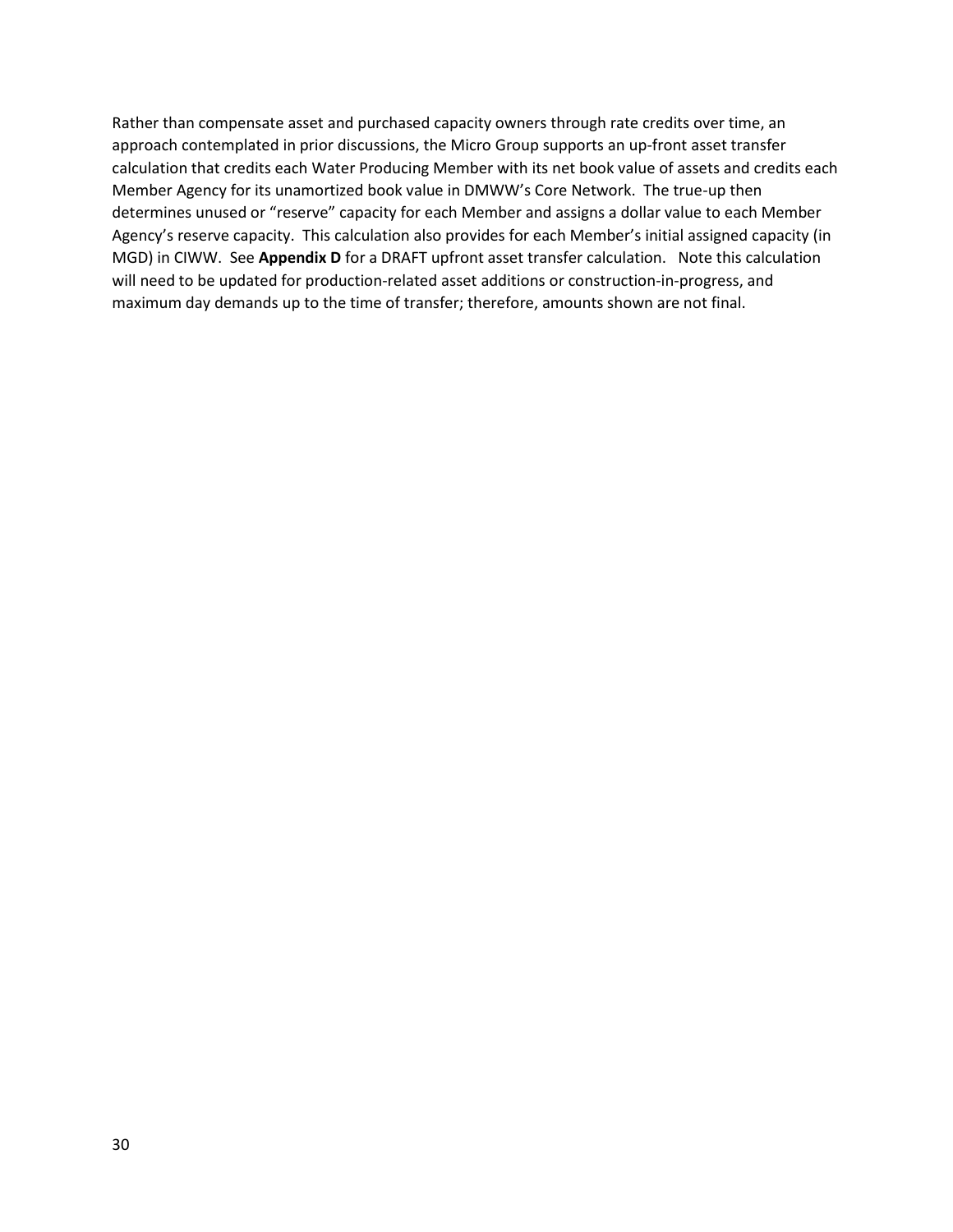Rather than compensate asset and purchased capacity owners through rate credits over time, an approach contemplated in prior discussions, the Micro Group supports an up-front asset transfer calculation that credits each Water Producing Member with its net book value of assets and credits each Member Agency for its unamortized book value in DMWW's Core Network. The true-up then determines unused or "reserve" capacity for each Member and assigns a dollar value to each Member Agency's reserve capacity. This calculation also provides for each Member's initial assigned capacity (in MGD) in CIWW. See **Appendix D** for a DRAFT upfront asset transfer calculation. Note this calculation will need to be updated for production-related asset additions or construction-in-progress, and maximum day demands up to the time of transfer; therefore, amounts shown are not final.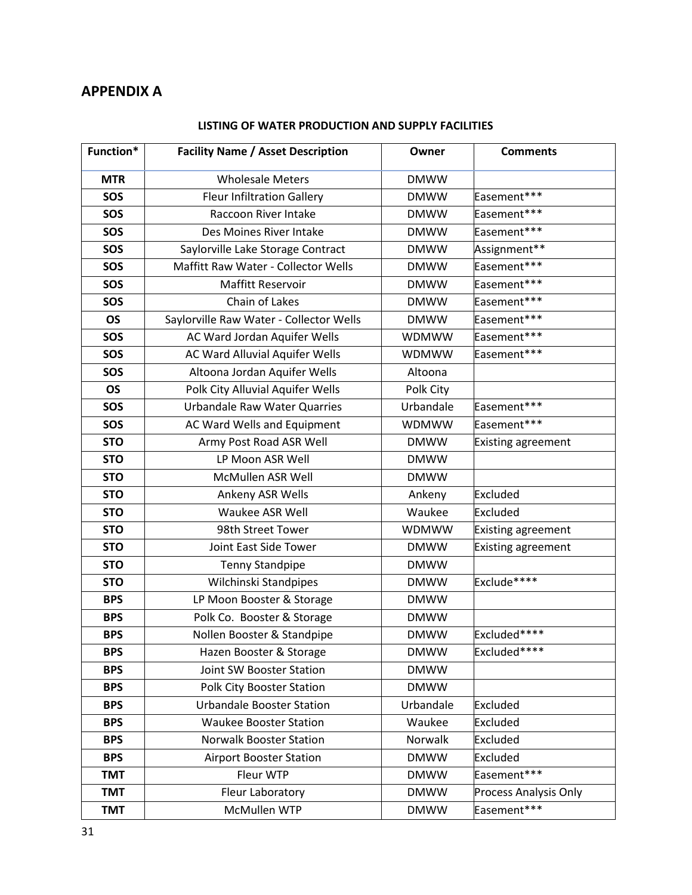# APPENDIX A

**LISTING OF WATER PRODUCTION AND SUPPLY FACILITIES**

| Function* | Facility Name / Asset Description | Owner | Comments |
|---|---|---|---|
| **MTR** | Wholesale Meters | DMWW | |
| **SOS** | Fleur Infiltration Gallery | DMWW | Easement*** |
| **SOS** | Raccoon River Intake | DMWW | Easement*** |
| **SOS** | Des Moines River Intake | DMWW | Easement*** |
| **SOS** | Saylorville Lake Storage Contract | DMWW | Assignment** |
| **SOS** | Maffitt Raw Water - Collector Wells | DMWW | Easement*** |
| **SOS** | Maffitt Reservoir | DMWW | Easement*** |
| **SOS** | Chain of Lakes | DMWW | Easement*** |
| **OS** | Saylorville Raw Water - Collector Wells | DMWW | Easement*** |
| **SOS** | AC Ward Jordan Aquifer Wells | WDMWW | Easement*** |
| **SOS** | AC Ward Alluvial Aquifer Wells | WDMWW | Easement*** |
| **SOS** | Altoona Jordan Aquifer Wells | Altoona | |
| **OS** | Polk City Alluvial Aquifer Wells | Polk City | |
| **SOS** | Urbandale Raw Water Quarries | Urbandale | Easement*** |
| **SOS** | AC Ward Wells and Equipment | WDMWW | Easement*** |
| **STO** | Army Post Road ASR Well | DMWW | Existing agreement |
| **STO** | LP Moon ASR Well | DMWW | |
| **STO** | McMullen ASR Well | DMWW | |
| **STO** | Ankeny ASR Wells | Ankeny | Excluded |
| **STO** | Waukee ASR Well | Waukee | Excluded |
| **STO** | 98th Street Tower | WDMWW | Existing agreement |
| **STO** | Joint East Side Tower | DMWW | Existing agreement |
| **STO** | Tenny Standpipe | DMWW | |
| **STO** | Wilchinski Standpipes | DMWW | Exclude**** |
| **BPS** | LP Moon Booster & Storage | DMWW | |
| **BPS** | Polk Co. Booster & Storage | DMWW | |
| **BPS** | Nollen Booster & Standpipe | DMWW | Excluded**** |
| **BPS** | Hazen Booster & Storage | DMWW | Excluded**** |
| **BPS** | Joint SW Booster Station | DMWW | |
| **BPS** | Polk City Booster Station | DMWW | |
| **BPS** | Urbandale Booster Station | Urbandale | Excluded |
| **BPS** | Waukee Booster Station | Waukee | Excluded |
| **BPS** | Norwalk Booster Station | Norwalk | Excluded |
| **BPS** | Airport Booster Station | DMWW | Excluded |
| **TMT** | Fleur WTP | DMWW | Easement*** |
| **TMT** | Fleur Laboratory | DMWW | Process Analysis Only |
| **TMT** | McMullen WTP | DMWW | Easement*** |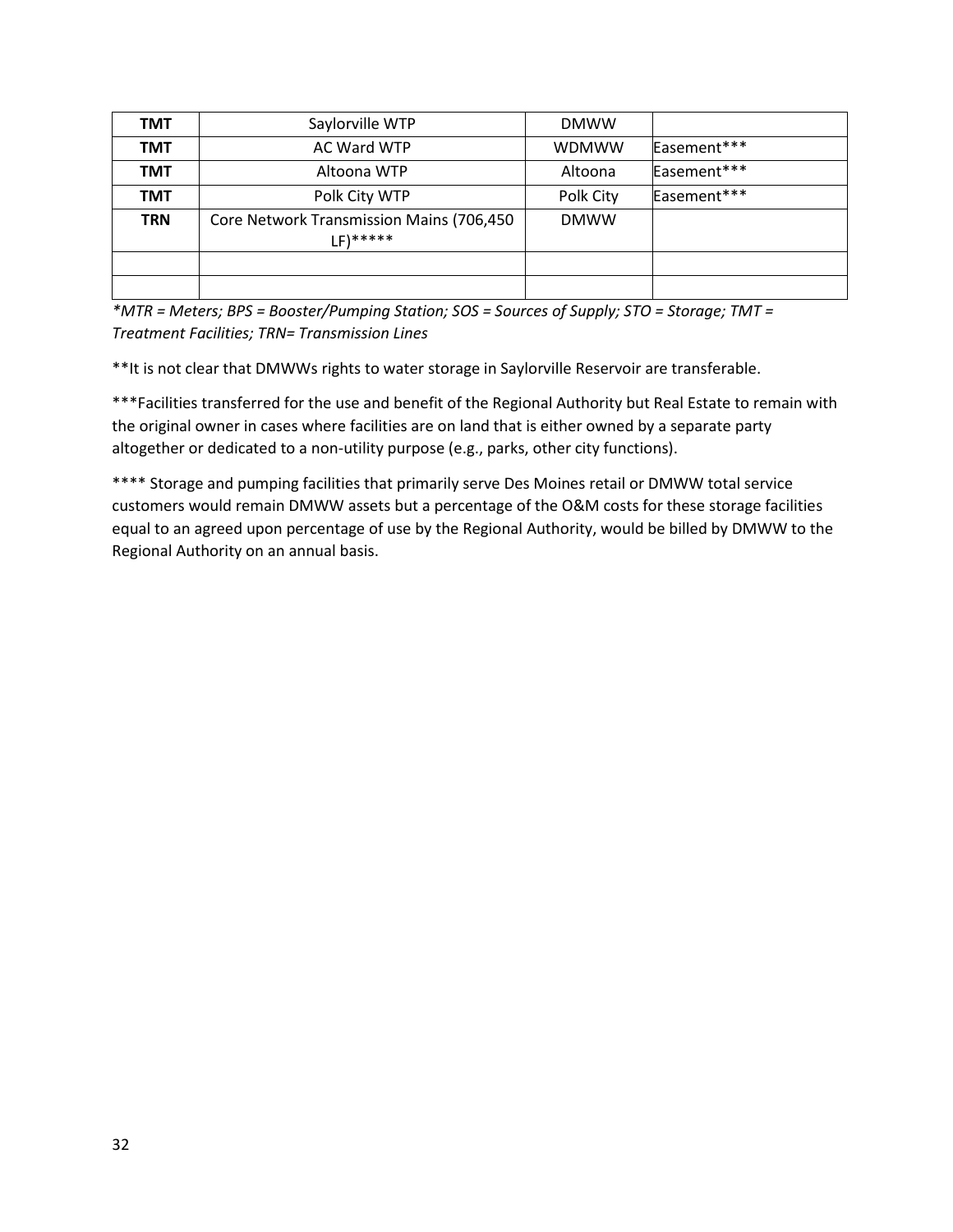| **TMT** | Saylorville WTP | DMWW | |
|---|---|---|---|
| **TMT** | AC Ward WTP | WDMWW | Easement*** |
| **TMT** | Altoona WTP | Altoona | Easement*** |
| **TMT** | Polk City WTP | Polk City | Easement*** |
| **TRN** | Core Network Transmission Mains (706,450 LF)***** | DMWW | |
| | | | |
| | | | |

*\*MTR = Meters; BPS = Booster/Pumping Station; SOS = Sources of Supply; STO = Storage; TMT = Treatment Facilities; TRN= Transmission Lines*

**It is not clear that DMWWs rights to water storage in Saylorville Reservoir are transferable.

***Facilities transferred for the use and benefit of the Regional Authority but Real Estate to remain with the original owner in cases where facilities are on land that is either owned by a separate party altogether or dedicated to a non-utility purpose (e.g., parks, other city functions).

**** Storage and pumping facilities that primarily serve Des Moines retail or DMWW total service customers would remain DMWW assets but a percentage of the O&M costs for these storage facilities equal to an agreed upon percentage of use by the Regional Authority, would be billed by DMWW to the Regional Authority on an annual basis.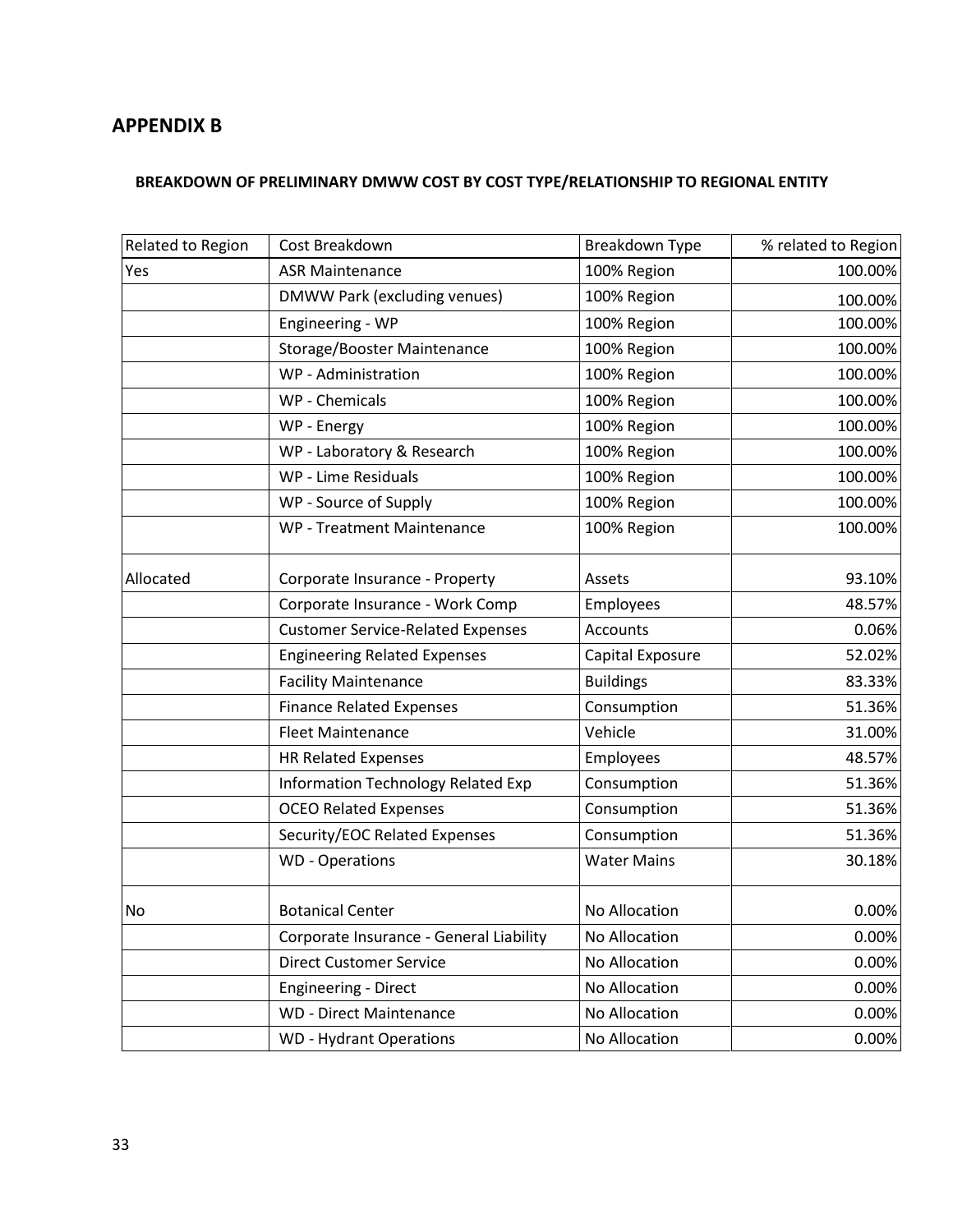## APPENDIX B

### BREAKDOWN OF PRELIMINARY DMWW COST BY COST TYPE/RELATIONSHIP TO REGIONAL ENTITY

| Related to Region | Cost Breakdown | Breakdown Type | % related to Region |
|---|---|---|---|
| Yes | ASR Maintenance | 100% Region | 100.00% |
| | DMWW Park (excluding venues) | 100% Region | 100.00% |
| | Engineering - WP | 100% Region | 100.00% |
| | Storage/Booster Maintenance | 100% Region | 100.00% |
| | WP - Administration | 100% Region | 100.00% |
| | WP - Chemicals | 100% Region | 100.00% |
| | WP - Energy | 100% Region | 100.00% |
| | WP - Laboratory & Research | 100% Region | 100.00% |
| | WP - Lime Residuals | 100% Region | 100.00% |
| | WP - Source of Supply | 100% Region | 100.00% |
| | WP - Treatment Maintenance | 100% Region | 100.00% |
| Allocated | Corporate Insurance - Property | Assets | 93.10% |
| | Corporate Insurance - Work Comp | Employees | 48.57% |
| | Customer Service-Related Expenses | Accounts | 0.06% |
| | Engineering Related Expenses | Capital Exposure | 52.02% |
| | Facility Maintenance | Buildings | 83.33% |
| | Finance Related Expenses | Consumption | 51.36% |
| | Fleet Maintenance | Vehicle | 31.00% |
| | HR Related Expenses | Employees | 48.57% |
| | Information Technology Related Exp | Consumption | 51.36% |
| | OCEO Related Expenses | Consumption | 51.36% |
| | Security/EOC Related Expenses | Consumption | 51.36% |
| | WD - Operations | Water Mains | 30.18% |
| No | Botanical Center | No Allocation | 0.00% |
| | Corporate Insurance - General Liability | No Allocation | 0.00% |
| | Direct Customer Service | No Allocation | 0.00% |
| | Engineering - Direct | No Allocation | 0.00% |
| | WD - Direct Maintenance | No Allocation | 0.00% |
| | WD - Hydrant Operations | No Allocation | 0.00% |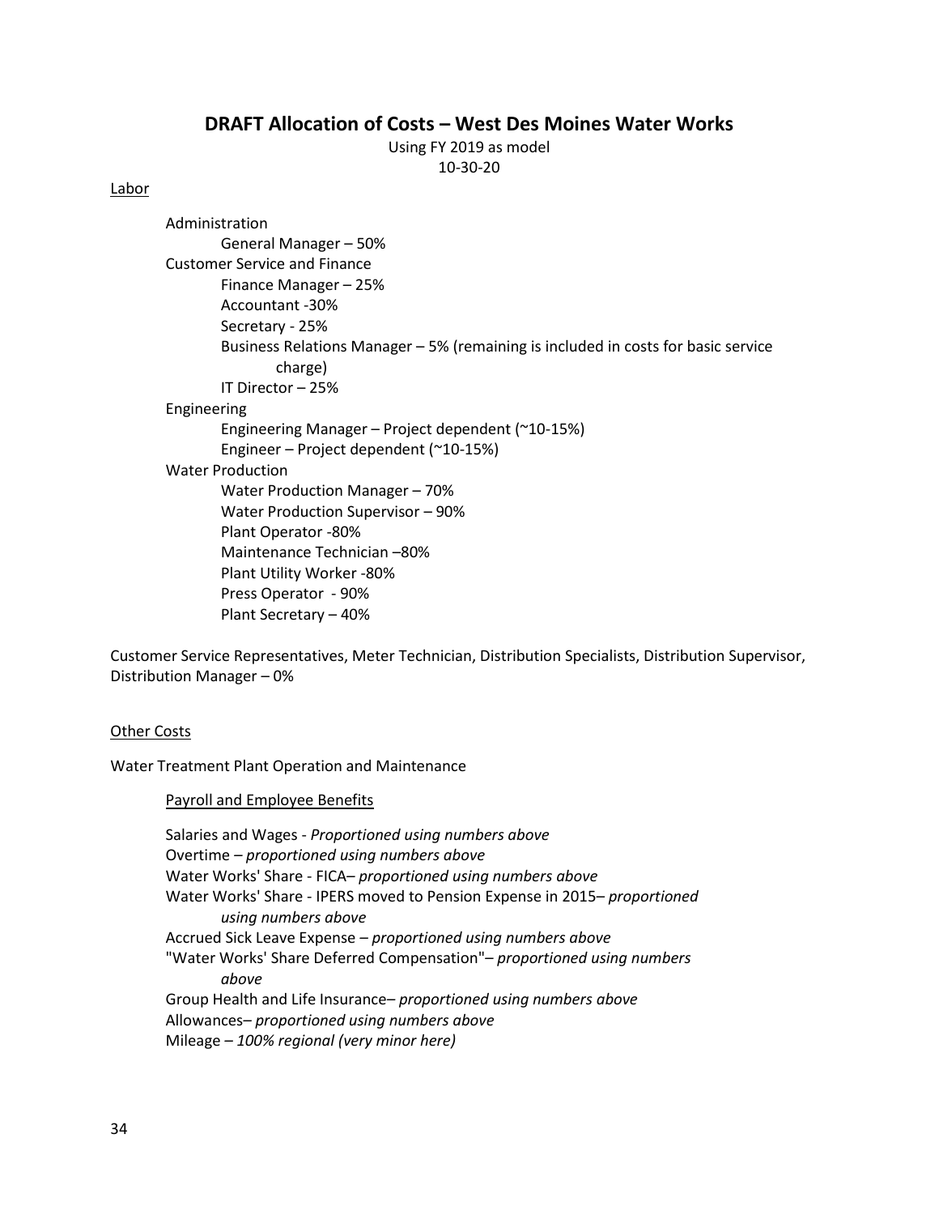## DRAFT Allocation of Costs – West Des Moines Water Works

Using FY 2019 as model
10-30-20

Labor

- Administration
  - General Manager – 50%
- Customer Service and Finance
  - Finance Manager – 25%
  - Accountant -30%
  - Secretary - 25%
  - Business Relations Manager – 5% (remaining is included in costs for basic service charge)
  - IT Director – 25%
- Engineering
  - Engineering Manager – Project dependent (~10-15%)
  - Engineer – Project dependent (~10-15%)
- Water Production
  - Water Production Manager – 70%
  - Water Production Supervisor – 90%
  - Plant Operator -80%
  - Maintenance Technician –80%
  - Plant Utility Worker -80%
  - Press Operator - 90%
  - Plant Secretary – 40%

Customer Service Representatives, Meter Technician, Distribution Specialists, Distribution Supervisor, Distribution Manager – 0%

Other Costs

Water Treatment Plant Operation and Maintenance

Payroll and Employee Benefits

- Salaries and Wages - *Proportioned using numbers above*
- Overtime – *proportioned using numbers above*
- Water Works' Share - FICA– *proportioned using numbers above*
- Water Works' Share - IPERS moved to Pension Expense in 2015– *proportioned using numbers above*
- Accrued Sick Leave Expense – *proportioned using numbers above*
- "Water Works' Share Deferred Compensation"– *proportioned using numbers above*
- Group Health and Life Insurance– *proportioned using numbers above*
- Allowances– *proportioned using numbers above*
- Mileage – *100% regional (very minor here)*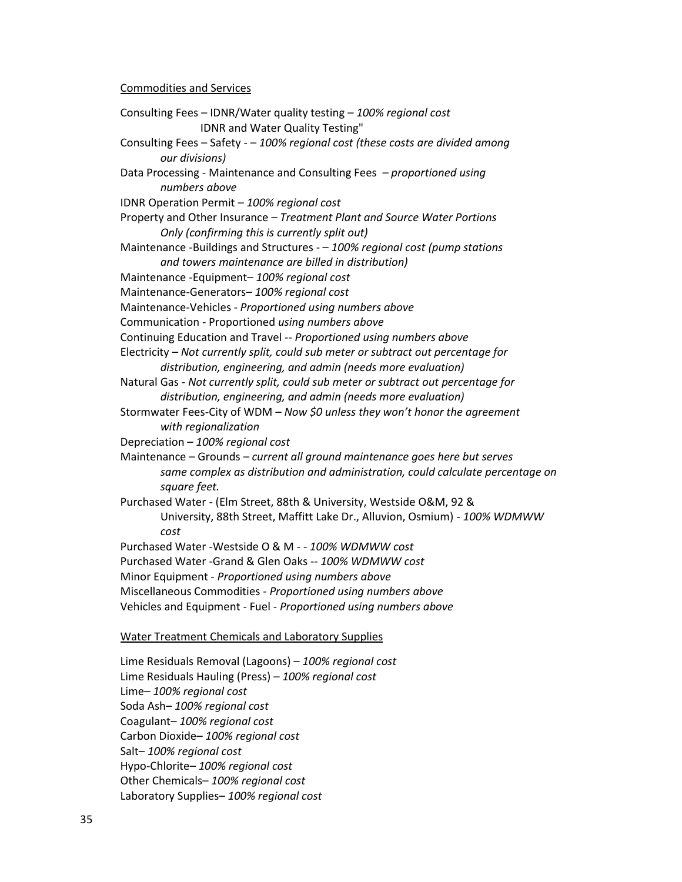Commodities and Services

Consulting Fees – IDNR/Water quality testing – *100% regional cost*
IDNR and Water Quality Testing"
Consulting Fees – Safety - – *100% regional cost (these costs are divided among our divisions)*
Data Processing - Maintenance and Consulting Fees – *proportioned using numbers above*
IDNR Operation Permit – *100% regional cost*
Property and Other Insurance – *Treatment Plant and Source Water Portions Only (confirming this is currently split out)*
Maintenance -Buildings and Structures - – *100% regional cost (pump stations and towers maintenance are billed in distribution)*
Maintenance -Equipment– *100% regional cost*
Maintenance-Generators– *100% regional cost*
Maintenance-Vehicles - *Proportioned using numbers above*
Communication - Proportioned *using numbers above*
Continuing Education and Travel -- *Proportioned using numbers above*
Electricity – *Not currently split, could sub meter or subtract out percentage for distribution, engineering, and admin (needs more evaluation)*
Natural Gas - *Not currently split, could sub meter or subtract out percentage for distribution, engineering, and admin (needs more evaluation)*
Stormwater Fees-City of WDM – *Now $0 unless they won't honor the agreement with regionalization*
Depreciation – *100% regional cost*
Maintenance – Grounds – *current all ground maintenance goes here but serves same complex as distribution and administration, could calculate percentage on square feet.*
Purchased Water - (Elm Street, 88th & University, Westside O&M, 92 & University, 88th Street, Maffitt Lake Dr., Alluvion, Osmium) - *100% WDMWW cost*
Purchased Water -Westside O & M - - *100% WDMWW cost*
Purchased Water -Grand & Glen Oaks -- *100% WDMWW cost*
Minor Equipment - *Proportioned using numbers above*
Miscellaneous Commodities - *Proportioned using numbers above*
Vehicles and Equipment - Fuel - *Proportioned using numbers above*

Water Treatment Chemicals and Laboratory Supplies

Lime Residuals Removal (Lagoons) – *100% regional cost*
Lime Residuals Hauling (Press) – *100% regional cost*
Lime– *100% regional cost*
Soda Ash– *100% regional cost*
Coagulant– *100% regional cost*
Carbon Dioxide– *100% regional cost*
Salt– *100% regional cost*
Hypo-Chlorite– *100% regional cost*
Other Chemicals– *100% regional cost*
Laboratory Supplies– *100% regional cost*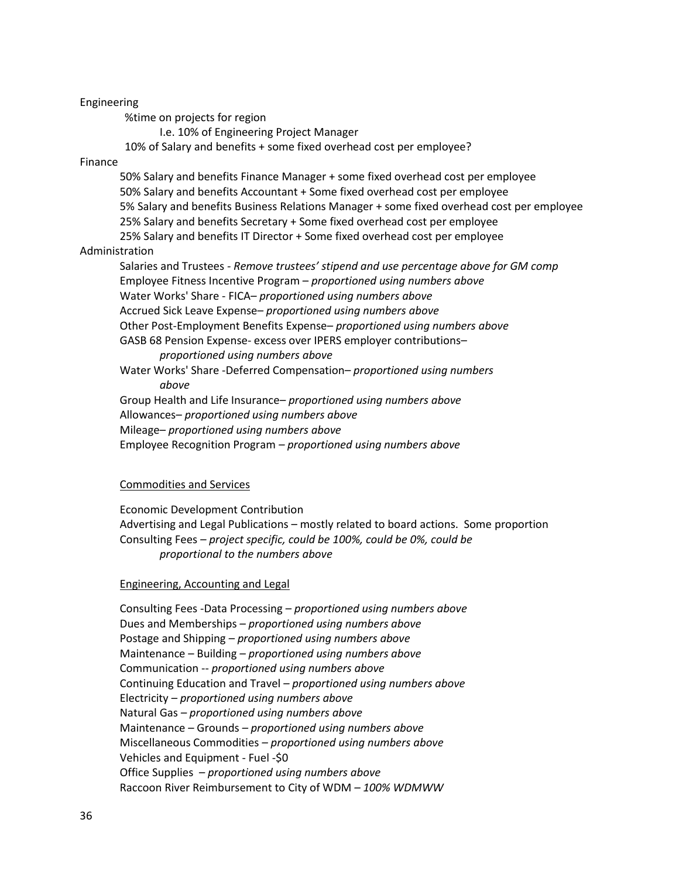Engineering

- %time on projects for region
  - I.e. 10% of Engineering Project Manager
- 10% of Salary and benefits + some fixed overhead cost per employee?

Finance

- 50% Salary and benefits Finance Manager + some fixed overhead cost per employee
- 50% Salary and benefits Accountant + Some fixed overhead cost per employee
- 5% Salary and benefits Business Relations Manager + some fixed overhead cost per employee
- 25% Salary and benefits Secretary + Some fixed overhead cost per employee
- 25% Salary and benefits IT Director + Some fixed overhead cost per employee

Administration

- Salaries and Trustees - *Remove trustees' stipend and use percentage above for GM comp*
- Employee Fitness Incentive Program – *proportioned using numbers above*
- Water Works' Share - FICA– *proportioned using numbers above*
- Accrued Sick Leave Expense– *proportioned using numbers above*
- Other Post-Employment Benefits Expense– *proportioned using numbers above*
- GASB 68 Pension Expense- excess over IPERS employer contributions– *proportioned using numbers above*
- Water Works' Share -Deferred Compensation– *proportioned using numbers above*
- Group Health and Life Insurance– *proportioned using numbers above*
- Allowances– *proportioned using numbers above*
- Mileage– *proportioned using numbers above*
- Employee Recognition Program – *proportioned using numbers above*

<u>Commodities and Services</u>

- Economic Development Contribution
- Advertising and Legal Publications – mostly related to board actions. Some proportion
- Consulting Fees – *project specific, could be 100%, could be 0%, could be proportional to the numbers above*

<u>Engineering, Accounting and Legal</u>

- Consulting Fees -Data Processing – *proportioned using numbers above*
- Dues and Memberships – *proportioned using numbers above*
- Postage and Shipping – *proportioned using numbers above*
- Maintenance – Building – *proportioned using numbers above*
- Communication -- *proportioned using numbers above*
- Continuing Education and Travel – *proportioned using numbers above*
- Electricity – *proportioned using numbers above*
- Natural Gas – *proportioned using numbers above*
- Maintenance – Grounds – *proportioned using numbers above*
- Miscellaneous Commodities – *proportioned using numbers above*
- Vehicles and Equipment - Fuel -$0
- Office Supplies – *proportioned using numbers above*
- Raccoon River Reimbursement to City of WDM – *100% WDMWW*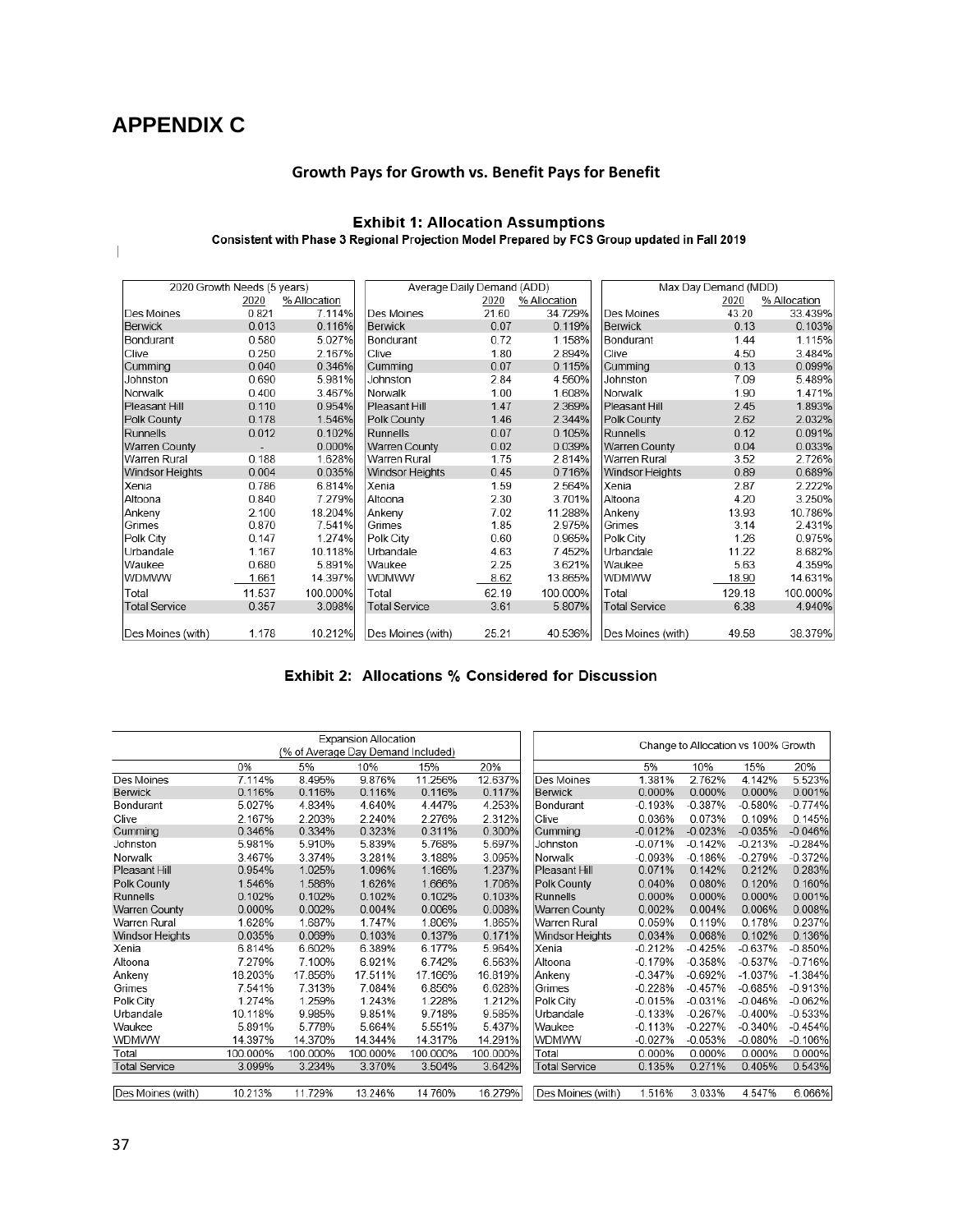# APPENDIX C

### Growth Pays for Growth vs. Benefit Pays for Benefit

**Exhibit 1: Allocation Assumptions**

**Consistent with Phase 3 Regional Projection Model Prepared by FCS Group updated in Fall 2019**

| 2020 Growth Needs (5 years) | | | Average Daily Demand (ADD) | | | Max Day Demand (MDD) | | |
|---|---|---|---|---|---|---|---|---|
| | 2020 | % Allocation | | 2020 | % Allocation | | 2020 | % Allocation |
| Des Moines | 0.821 | 7.114% | Des Moines | 21.60 | 34.729% | Des Moines | 43.20 | 33.439% |
| Berwick | 0.013 | 0.116% | Berwick | 0.07 | 0.119% | Berwick | 0.13 | 0.103% |
| Bondurant | 0.580 | 5.027% | Bondurant | 0.72 | 1.158% | Bondurant | 1.44 | 1.115% |
| Clive | 0.250 | 2.167% | Clive | 1.80 | 2.894% | Clive | 4.50 | 3.484% |
| Cumming | 0.040 | 0.346% | Cumming | 0.07 | 0.115% | Cumming | 0.13 | 0.099% |
| Johnston | 0.690 | 5.981% | Johnston | 2.84 | 4.560% | Johnston | 7.09 | 5.489% |
| Norwalk | 0.400 | 3.467% | Norwalk | 1.00 | 1.608% | Norwalk | 1.90 | 1.471% |
| Pleasant Hill | 0.110 | 0.954% | Pleasant Hill | 1.47 | 2.369% | Pleasant Hill | 2.45 | 1.893% |
| Polk County | 0.178 | 1.546% | Polk County | 1.46 | 2.344% | Polk County | 2.62 | 2.032% |
| Runnells | 0.012 | 0.102% | Runnells | 0.07 | 0.105% | Runnells | 0.12 | 0.091% |
| Warren County | - | 0.000% | Warren County | 0.02 | 0.039% | Warren County | 0.04 | 0.033% |
| Warren Rural | 0.188 | 1.628% | Warren Rural | 1.75 | 2.814% | Warren Rural | 3.52 | 2.726% |
| Windsor Heights | 0.004 | 0.035% | Windsor Heights | 0.45 | 0.716% | Windsor Heights | 0.89 | 0.689% |
| Xenia | 0.786 | 6.814% | Xenia | 1.59 | 2.564% | Xenia | 2.87 | 2.222% |
| Altoona | 0.840 | 7.279% | Altoona | 2.30 | 3.701% | Altoona | 4.20 | 3.250% |
| Ankeny | 2.100 | 18.204% | Ankeny | 7.02 | 11.288% | Ankeny | 13.93 | 10.786% |
| Grimes | 0.870 | 7.541% | Grimes | 1.85 | 2.975% | Grimes | 3.14 | 2.431% |
| Polk City | 0.147 | 1.274% | Polk City | 0.60 | 0.965% | Polk City | 1.26 | 0.975% |
| Urbandale | 1.167 | 10.118% | Urbandale | 4.63 | 7.452% | Urbandale | 11.22 | 8.682% |
| Waukee | 0.680 | 5.891% | Waukee | 2.25 | 3.621% | Waukee | 5.63 | 4.359% |
| WDMWW | 1.661 | 14.397% | WDMWW | 8.62 | 13.865% | WDMWW | 18.90 | 14.631% |
| Total | 11.537 | 100.000% | Total | 62.19 | 100.000% | Total | 129.18 | 100.000% |
| Total Service | 0.357 | 3.098% | Total Service | 3.61 | 5.807% | Total Service | 6.38 | 4.940% |
| Des Moines (with) | 1.178 | 10.212% | Des Moines (with) | 25.21 | 40.536% | Des Moines (with) | 49.58 | 38.379% |

**Exhibit 2: Allocations % Considered for Discussion**

| Expansion Allocation (% of Average Day Demand Included) | | | | | | Change to Allocation vs 100% Growth | | | | |
|---|---|---|---|---|---|---|---|---|---|---|
| | 0% | 5% | 10% | 15% | 20% | | 5% | 10% | 15% | 20% |
| Des Moines | 7.114% | 8.495% | 9.876% | 11.256% | 12.637% | Des Moines | 1.381% | 2.762% | 4.142% | 5.523% |
| Berwick | 0.116% | 0.116% | 0.116% | 0.116% | 0.117% | Berwick | 0.000% | 0.000% | 0.000% | 0.001% |
| Bondurant | 5.027% | 4.834% | 4.640% | 4.447% | 4.253% | Bondurant | -0.193% | -0.387% | -0.580% | -0.774% |
| Clive | 2.167% | 2.203% | 2.240% | 2.276% | 2.312% | Clive | 0.036% | 0.073% | 0.109% | 0.145% |
| Cumming | 0.346% | 0.334% | 0.323% | 0.311% | 0.300% | Cumming | -0.012% | -0.023% | -0.035% | -0.046% |
| Johnston | 5.981% | 5.910% | 5.839% | 5.768% | 5.697% | Johnston | -0.071% | -0.142% | -0.213% | -0.284% |
| Norwalk | 3.467% | 3.374% | 3.281% | 3.188% | 3.095% | Norwalk | -0.093% | -0.186% | -0.279% | -0.372% |
| Pleasant Hill | 0.954% | 1.025% | 1.096% | 1.166% | 1.237% | Pleasant Hill | 0.071% | 0.142% | 0.212% | 0.283% |
| Polk County | 1.546% | 1.586% | 1.626% | 1.666% | 1.706% | Polk County | 0.040% | 0.080% | 0.120% | 0.160% |
| Runnells | 0.102% | 0.102% | 0.102% | 0.102% | 0.103% | Runnells | 0.000% | 0.000% | 0.000% | 0.001% |
| Warren County | 0.000% | 0.002% | 0.004% | 0.006% | 0.008% | Warren County | 0.002% | 0.004% | 0.006% | 0.008% |
| Warren Rural | 1.628% | 1.687% | 1.747% | 1.806% | 1.865% | Warren Rural | 0.059% | 0.119% | 0.178% | 0.237% |
| Windsor Heights | 0.035% | 0.069% | 0.103% | 0.137% | 0.171% | Windsor Heights | 0.034% | 0.068% | 0.102% | 0.136% |
| Xenia | 6.814% | 6.602% | 6.389% | 6.177% | 5.964% | Xenia | -0.212% | -0.425% | -0.637% | -0.850% |
| Altoona | 7.279% | 7.100% | 6.921% | 6.742% | 6.563% | Altoona | -0.179% | -0.358% | -0.537% | -0.716% |
| Ankeny | 18.203% | 17.856% | 17.511% | 17.166% | 16.819% | Ankeny | -0.347% | -0.692% | -1.037% | -1.384% |
| Grimes | 7.541% | 7.313% | 7.084% | 6.856% | 6.628% | Grimes | -0.228% | -0.457% | -0.685% | -0.913% |
| Polk City | 1.274% | 1.259% | 1.243% | 1.228% | 1.212% | Polk City | -0.015% | -0.031% | -0.046% | -0.062% |
| Urbandale | 10.118% | 9.985% | 9.851% | 9.718% | 9.585% | Urbandale | -0.133% | -0.267% | -0.400% | -0.533% |
| Waukee | 5.891% | 5.778% | 5.664% | 5.551% | 5.437% | Waukee | -0.113% | -0.227% | -0.340% | -0.454% |
| WDMWW | 14.397% | 14.370% | 14.344% | 14.317% | 14.291% | WDMWW | -0.027% | -0.053% | -0.080% | -0.106% |
| Total | 100.000% | 100.000% | 100.000% | 100.000% | 100.000% | Total | 0.000% | 0.000% | 0.000% | 0.000% |
| Total Service | 3.099% | 3.234% | 3.370% | 3.504% | 3.642% | Total Service | 0.135% | 0.271% | 0.405% | 0.543% |
| Des Moines (with) | 10.213% | 11.729% | 13.246% | 14.760% | 16.279% | Des Moines (with) | 1.516% | 3.033% | 4.547% | 6.066% |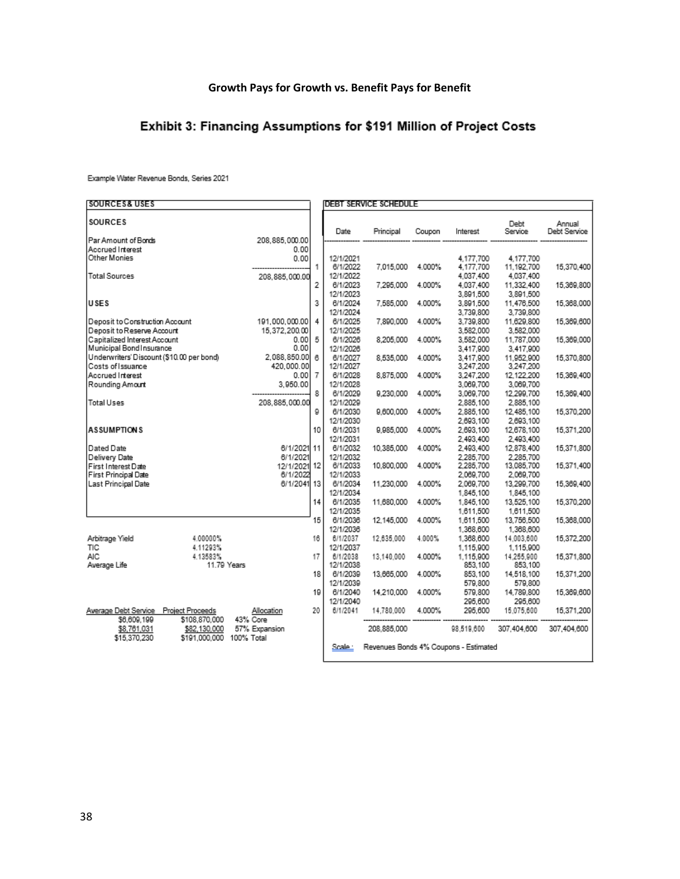**Growth Pays for Growth vs. Benefit Pays for Benefit**

## Exhibit 3: Financing Assumptions for $191 Million of Project Costs

Example Water Revenue Bonds, Series 2021

**SOURCES & USES**

| SOURCES | |
|---|---|
| Par Amount of Bonds | 208,885,000.00 |
| Accrued Interest | 0.00 |
| Other Monies | 0.00 |
| Total Sources | 208,885,000.00 |

| USES | |
|---|---|
| Deposit to Construction Account | 191,000,000.00 |
| Deposit to Reserve Account | 15,372,200.00 |
| Capitalized Interest Account | 0.00 |
| Municipal Bond Insurance | 0.00 |
| Underwriters' Discount ($10.00 per bond) | 2,088,850.00 |
| Costs of Issuance | 420,000.00 |
| Accrued Interest | 0.00 |
| Rounding Amount | 3,950.00 |
| Total Uses | 208,885,000.00 |

| ASSUMPTIONS | |
|---|---|
| Dated Date | 6/1/2021 |
| Delivery Date | 6/1/2021 |
| First Interest Date | 12/1/2021 |
| First Principal Date | 6/1/2022 |
| Last Principal Date | 6/1/2041 |

| | |
|---|---|
| Arbitrage Yield | 4.00000% |
| TIC | 4.11293% |
| AIC | 4.13583% |
| Average Life | 11.79 Years |

| Average Debt Service | Project Proceeds | Allocation |
|---|---|---|
| $6,609,199 | $108,870,000 | 43% Core |
| $8,761,031 | $82,130,000 | 57% Expansion |
| $15,370,230 | $191,000,000 | 100% Total |

**DEBT SERVICE SCHEDULE**

| | Date | Principal | Coupon | Interest | Debt Service | Annual Debt Service |
|---|---|---|---|---|---|---|
| | 12/1/2021 | | | 4,177,700 | 4,177,700 | |
| 1 | 6/1/2022 | 7,015,000 | 4.000% | 4,177,700 | 11,192,700 | 15,370,400 |
| | 12/1/2022 | | | 4,037,400 | 4,037,400 | |
| 2 | 6/1/2023 | 7,295,000 | 4.000% | 4,037,400 | 11,332,400 | 15,369,800 |
| | 12/1/2023 | | | 3,891,500 | 3,891,500 | |
| 3 | 6/1/2024 | 7,585,000 | 4.000% | 3,891,500 | 11,476,500 | 15,368,000 |
| | 12/1/2024 | | | 3,739,800 | 3,739,800 | |
| 4 | 6/1/2025 | 7,890,000 | 4.000% | 3,739,800 | 11,629,800 | 15,369,600 |
| | 12/1/2025 | | | 3,582,000 | 3,582,000 | |
| 5 | 6/1/2026 | 8,205,000 | 4.000% | 3,582,000 | 11,787,000 | 15,369,000 |
| | 12/1/2026 | | | 3,417,900 | 3,417,900 | |
| 6 | 6/1/2027 | 8,535,000 | 4.000% | 3,417,900 | 11,952,900 | 15,370,800 |
| | 12/1/2027 | | | 3,247,200 | 3,247,200 | |
| 7 | 6/1/2028 | 8,875,000 | 4.000% | 3,247,200 | 12,122,200 | 15,369,400 |
| | 12/1/2028 | | | 3,069,700 | 3,069,700 | |
| 8 | 6/1/2029 | 9,230,000 | 4.000% | 3,069,700 | 12,299,700 | 15,369,400 |
| | 12/1/2029 | | | 2,885,100 | 2,885,100 | |
| 9 | 6/1/2030 | 9,600,000 | 4.000% | 2,885,100 | 12,485,100 | 15,370,200 |
| | 12/1/2030 | | | 2,693,100 | 2,693,100 | |
| 10 | 6/1/2031 | 9,985,000 | 4.000% | 2,693,100 | 12,678,100 | 15,371,200 |
| | 12/1/2031 | | | 2,493,400 | 2,493,400 | |
| 11 | 6/1/2032 | 10,385,000 | 4.000% | 2,493,400 | 12,878,400 | 15,371,800 |
| | 12/1/2032 | | | 2,285,700 | 2,285,700 | |
| 12 | 6/1/2033 | 10,800,000 | 4.000% | 2,285,700 | 13,085,700 | 15,371,400 |
| | 12/1/2033 | | | 2,069,700 | 2,069,700 | |
| 13 | 6/1/2034 | 11,230,000 | 4.000% | 2,069,700 | 13,299,700 | 15,369,400 |
| | 12/1/2034 | | | 1,845,100 | 1,845,100 | |
| 14 | 6/1/2035 | 11,680,000 | 4.000% | 1,845,100 | 13,525,100 | 15,370,200 |
| | 12/1/2035 | | | 1,611,500 | 1,611,500 | |
| 15 | 6/1/2036 | 12,145,000 | 4.000% | 1,611,500 | 13,756,500 | 15,368,000 |
| | 12/1/2036 | | | 1,368,600 | 1,368,600 | |
| 16 | 6/1/2037 | 12,635,000 | 4.000% | 1,368,600 | 14,003,600 | 15,372,200 |
| | 12/1/2037 | | | 1,115,900 | 1,115,900 | |
| 17 | 6/1/2038 | 13,140,000 | 4.000% | 1,115,900 | 14,255,900 | 15,371,800 |
| | 12/1/2038 | | | 853,100 | 853,100 | |
| 18 | 6/1/2039 | 13,665,000 | 4.000% | 853,100 | 14,518,100 | 15,371,200 |
| | 12/1/2039 | | | 579,800 | 579,800 | |
| 19 | 6/1/2040 | 14,210,000 | 4.000% | 579,800 | 14,789,800 | 15,369,600 |
| | 12/1/2040 | | | 295,600 | 295,600 | |
| 20 | 6/1/2041 | 14,780,000 | 4.000% | 295,600 | 15,075,600 | 15,371,200 |
| | | 208,885,000 | | 98,519,600 | 307,404,600 | 307,404,600 |

Scale : Revenues Bonds 4% Coupons - Estimated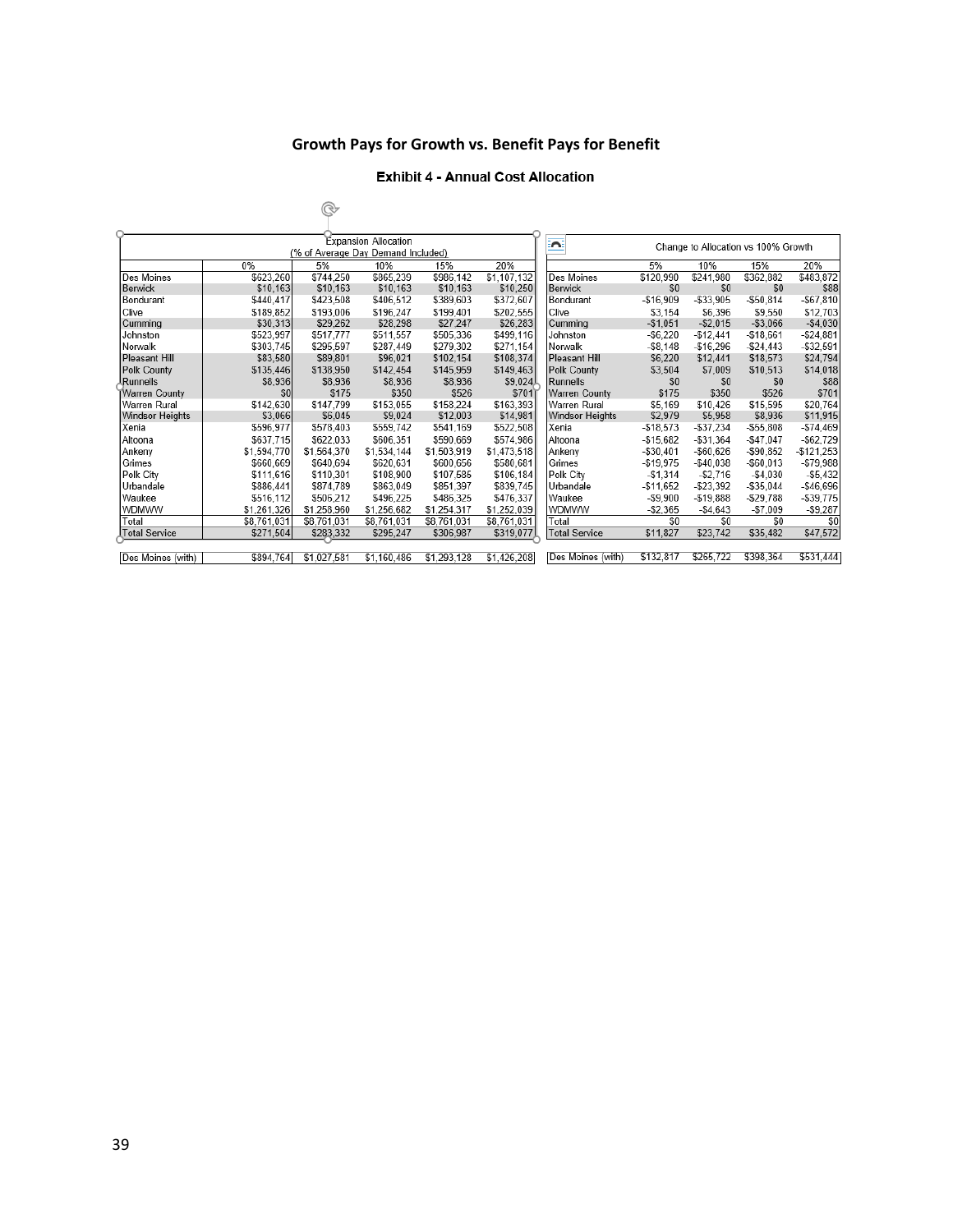## Growth Pays for Growth vs. Benefit Pays for Benefit

### Exhibit 4 - Annual Cost Allocation

| | Expansion Allocation (% of Average Day Demand Included) | | | | |
|---|---|---|---|---|---|
| | 0% | 5% | 10% | 15% | 20% |
| Des Moines | $623,260 | $744,250 | $865,239 | $986,142 | $1,107,132 |
| Berwick | $10,163 | $10,163 | $10,163 | $10,163 | $10,250 |
| Bondurant | $440,417 | $423,508 | $406,512 | $389,603 | $372,607 |
| Clive | $189,852 | $193,006 | $196,247 | $199,401 | $202,555 |
| Cumming | $30,313 | $29,262 | $28,298 | $27,247 | $26,283 |
| Johnston | $523,997 | $517,777 | $511,557 | $505,336 | $499,116 |
| Norwalk | $303,745 | $295,597 | $287,449 | $279,302 | $271,154 |
| Pleasant Hill | $83,580 | $89,801 | $96,021 | $102,154 | $108,374 |
| Polk County | $135,446 | $138,950 | $142,454 | $145,959 | $149,463 |
| Runnells | $8,936 | $8,936 | $8,936 | $8,936 | $9,024 |
| Warren County | $0 | $175 | $350 | $526 | $701 |
| Warren Rural | $142,630 | $147,799 | $153,055 | $158,224 | $163,393 |
| Windsor Heights | $3,066 | $6,045 | $9,024 | $12,003 | $14,981 |
| Xenia | $596,977 | $578,403 | $559,742 | $541,169 | $522,508 |
| Altoona | $637,715 | $622,033 | $606,351 | $590,669 | $574,986 |
| Ankeny | $1,594,770 | $1,564,370 | $1,534,144 | $1,503,919 | $1,473,518 |
| Grimes | $660,669 | $640,694 | $620,631 | $600,656 | $580,681 |
| Polk City | $111,616 | $110,301 | $108,900 | $107,585 | $106,184 |
| Urbandale | $886,441 | $874,789 | $863,049 | $851,397 | $839,745 |
| Waukee | $516,112 | $506,212 | $496,225 | $486,325 | $476,337 |
| WDMWW | $1,261,326 | $1,258,960 | $1,256,682 | $1,254,317 | $1,252,039 |
| Total | $8,761,031 | $8,761,031 | $8,761,031 | $8,761,031 | $8,761,031 |
| Total Service | $271,504 | $283,332 | $295,247 | $306,987 | $319,077 |
| Des Moines (with) | $894,764 | $1,027,581 | $1,160,486 | $1,293,128 | $1,426,208 |

| | Change to Allocation vs 100% Growth | | | |
|---|---|---|---|---|
| | 5% | 10% | 15% | 20% |
| Des Moines | $120,990 | $241,980 | $362,882 | $483,872 |
| Berwick | $0 | $0 | $0 | $88 |
| Bondurant | -$16,909 | -$33,905 | -$50,814 | -$67,810 |
| Clive | $3,154 | $6,396 | $9,550 | $12,703 |
| Cumming | -$1,051 | -$2,015 | -$3,066 | -$4,030 |
| Johnston | -$6,220 | -$12,441 | -$18,661 | -$24,881 |
| Norwalk | -$8,148 | -$16,296 | -$24,443 | -$32,591 |
| Pleasant Hill | $6,220 | $12,441 | $18,573 | $24,794 |
| Polk County | $3,504 | $7,009 | $10,513 | $14,018 |
| Runnells | $0 | $0 | $0 | $88 |
| Warren County | $175 | $350 | $526 | $701 |
| Warren Rural | $5,169 | $10,426 | $15,595 | $20,764 |
| Windsor Heights | $2,979 | $5,958 | $8,936 | $11,915 |
| Xenia | -$18,573 | -$37,234 | -$55,808 | -$74,469 |
| Altoona | -$15,682 | -$31,364 | -$47,047 | -$62,729 |
| Ankeny | -$30,401 | -$60,626 | -$90,852 | -$121,253 |
| Grimes | -$19,975 | -$40,038 | -$60,013 | -$79,988 |
| Polk City | -$1,314 | -$2,716 | -$4,030 | -$5,432 |
| Urbandale | -$11,652 | -$23,392 | -$35,044 | -$46,696 |
| Waukee | -$9,900 | -$19,888 | -$29,788 | -$39,775 |
| WDMWW | -$2,365 | -$4,643 | -$7,009 | -$9,287 |
| Total | $0 | $0 | $0 | $0 |
| Total Service | $11,827 | $23,742 | $35,482 | $47,572 |
| Des Moines (with) | $132,817 | $265,722 | $398,364 | $531,444 |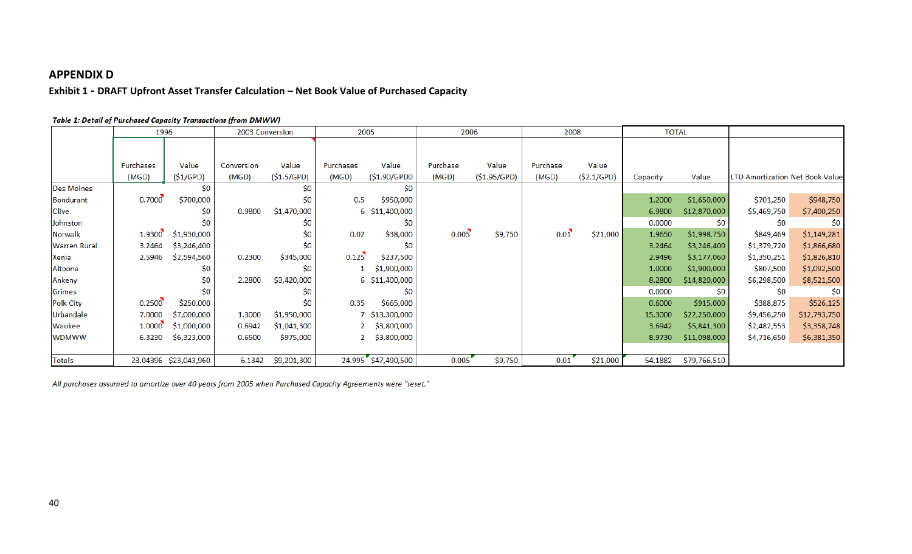## APPENDIX D

### Exhibit 1 - DRAFT Upfront Asset Transfer Calculation – Net Book Value of Purchased Capacity

***Table 1: Detail of Purchased Capacity Transactions (from DMWW)***

| | 1996 | | 2003 Conversion | | 2005 | | 2006 | | 2008 | | TOTAL | | | |
|---|---|---|---|---|---|---|---|---|---|---|---|---|---|---|
| | Purchases (MGD) | Value ($1/GPD) | Conversion (MGD) | Value ($1.5/GPD) | Purchases (MGD) | Value ($1.90/GPD0 | Purchase (MGD) | Value ($1.95/GPD) | Purchase (MGD) | Value ($2.1/GPD) | Capacity | Value | LTD Amortization | Net Book Value |
| Des Moines | | $0 | | $0 | | $0 | | | | | | | | |
| Bondurant | 0.7000 | $700,000 | | $0 | 0.5 | $950,000 | | | | | 1.2000 | $1,650,000 | $701,250 | $948,750 |
| Clive | | $0 | 0.9800 | $1,470,000 | 6 | $11,400,000 | | | | | 6.9800 | $12,870,000 | $5,469,750 | $7,400,250 |
| Johnston | | $0 | | $0 | | $0 | | | | | 0.0000 | $0 | $0 | $0 |
| Norwalk | 1.9300 | $1,930,000 | | $0 | 0.02 | $38,000 | 0.005 | $9,750 | 0.01 | $21,000 | 1.9650 | $1,998,750 | $849,469 | $1,149,281 |
| Warren Rural | 3.2464 | $3,246,400 | | $0 | | $0 | | | | | 3.2464 | $3,246,400 | $1,379,720 | $1,866,680 |
| Xenia | 2.5946 | $2,594,560 | 0.2300 | $345,000 | 0.125 | $237,500 | | | | | 2.9496 | $3,177,060 | $1,350,251 | $1,826,810 |
| Altoona | | $0 | | $0 | 1 | $1,900,000 | | | | | 1.0000 | $1,900,000 | $807,500 | $1,092,500 |
| Ankeny | | $0 | 2.2800 | $3,420,000 | 6 | $11,400,000 | | | | | 8.2800 | $14,820,000 | $6,298,500 | $8,521,500 |
| Grimes | | $0 | | $0 | | $0 | | | | | 0.0000 | $0 | $0 | $0 |
| Polk City | 0.2500 | $250,000 | | $0 | 0.35 | $665,000 | | | | | 0.6000 | $915,000 | $388,875 | $526,125 |
| Urbandale | 7.0000 | $7,000,000 | 1.3000 | $1,950,000 | 7 | $13,300,000 | | | | | 15.3000 | $22,250,000 | $9,456,250 | $12,793,750 |
| Waukee | 1.0000 | $1,000,000 | 0.6942 | $1,041,300 | 2 | $3,800,000 | | | | | 3.6942 | $5,841,300 | $2,482,553 | $3,358,748 |
| WDMWW | 6.3230 | $6,323,000 | 0.6500 | $975,000 | 2 | $3,800,000 | | | | | 8.9730 | $11,098,000 | $4,716,650 | $6,381,350 |
| Totals | 23.04396 | $23,043,960 | 6.1342 | $9,201,300 | 24.995 | $47,490,500 | 0.005 | $9,750 | 0.01 | $21,000 | 54.1882 | $79,766,510 | | |

*All purchases assumed to amortize over 40 years from 2005 when Purchased Capacity Agreements were "reset."*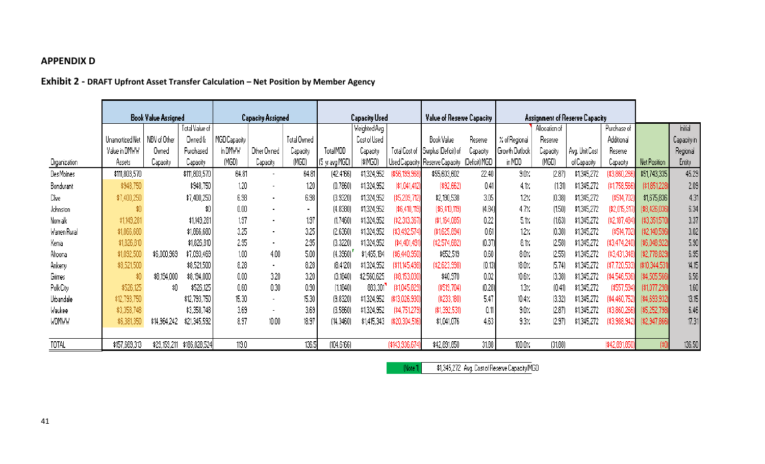## APPENDIX D

### Exhibit 2 - DRAFT Upfront Asset Transfer Calculation – Net Position by Member Agency

| | Book Value Assigned | | | Capacity Assigned | | | Capacity Used | | | Value of Reserve Capacity | | Assignment of Reserve Capacity | | | | | |
|---|---|---|---|---|---|---|---|---|---|---|---|---|---|---|---|---|---|
| Organization | Unamortized Net Value in DMWW Assets | NBV of Other Owned Capacity | Total Value of Owned & Purchased Capacity | MGD Capacity in DMWW (MGD) | Other Owned Capacity | Total Owned Capacity (MGD) | Total MDD (5 yr avg MGD) | Weighted Avg Cost of Used Capacity ($/MGD) | Total Cost of Used Capacity | Book Value Surplus (Deficit) of Reserve Capacity | Reserve Capacity (Deficit) MGD | % of Regional Growth Outlook in MDD | Allocation of Reserve Capacity (MGD) | Avg. Unit Cost of Capacity | Purchase of Additional Reserve Capacity | Net Position | Initial Capacity in Regional Entity |
| Des Moines | $111,803,570 | | $111,803,570 | 64.81 | - | 64.81 | (42.4166) | $1,324,952 | ($56,199,968) | $55,603,602 | 22.40 | 9.0% | (2.87) | $1,345,272 | ($3,860,266) | $51,743,335 | 45.29 |
| Bondurant | $948,750 | | $948,750 | 1.20 | - | 1.20 | (0.7860) | $1,324,952 | ($1,041,412) | ($92,662) | 0.41 | 4.1% | (1.31) | $1,345,272 | ($1,758,566) | ($1,851,228) | 2.09 |
| Clive | $7,400,250 | | $7,400,250 | 6.98 | - | 6.98 | (3.9320) | $1,324,952 | ($5,209,712) | $2,190,538 | 3.05 | 1.2% | (0.38) | $1,345,272 | ($514,702) | $1,675,836 | 4.31 |
| Johnston | $0 | | $0 | 0.00 | - | - | (4.8380) | $1,324,952 | ($6,410,119) | ($6,410,119) | (4.84) | 4.7% | (1.50) | $1,345,272 | ($2,015,917) | ($8,426,036) | 6.34 |
| Norwalk | $1,149,281 | | $1,149,281 | 1.97 | - | 1.97 | (1.7460) | $1,324,952 | ($2,313,367) | ($1,164,085) | 0.22 | 5.1% | (1.63) | $1,345,272 | ($2,187,484) | ($3,351,570) | 3.37 |
| Warren Rural | $1,866,680 | | $1,866,680 | 3.25 | - | 3.25 | (2.6360) | $1,324,952 | ($3,492,574) | ($1,625,894) | 0.61 | 1.2% | (0.38) | $1,345,272 | ($514,702) | ($2,140,596) | 3.02 |
| Xenia | $1,826,810 | | $1,826,810 | 2.95 | - | 2.95 | (3.3220) | $1,324,952 | ($4,401,491) | ($2,574,682) | (0.37) | 8.1% | (2.58) | $1,345,272 | ($3,474,240) | ($6,048,922) | 5.90 |
| Altoona | $1,092,500 | $6,000,963 | $7,093,463 | 1.00 | 4.00 | 5.00 | (4.3560) | $1,455,184 | ($6,440,950) | $652,519 | 0.60 | 8.0% | (2.55) | $1,345,272 | ($3,431,348) | ($2,778,829) | 6.95 |
| Ankeny | $8,521,500 | | $8,521,500 | 8.28 | - | 8.28 | (8.4120) | $1,324,952 | ($11,145,498) | ($2,623,998) | (0.13) | 18.0% | (5.74) | $1,345,272 | ($7,720,533) | ($10,344,531) | 14.15 |
| Grimes | $0 | $8,194,000 | $8,194,000 | 0.00 | 3.20 | 3.20 | (3.1840) | $2,560,625 | ($8,153,030) | $40,970 | 0.02 | 10.6% | (3.38) | $1,345,272 | ($4,546,536) | ($4,505,566) | 6.56 |
| Polk City | $526,125 | $0 | $526,125 | 0.60 | 0.30 | 0.90 | (1.1840) | 883,301 | ($1,045,829) | ($519,704) | (0.28) | 1.3% | (0.41) | $1,345,272 | ($557,594) | ($1,077,298) | 1.60 |
| Urbandale | $12,793,750 | | $12,793,750 | 15.30 | - | 15.30 | (9.8320) | $1,324,952 | ($13,026,930) | ($233,180) | 5.47 | 10.4% | (3.32) | $1,345,272 | ($4,460,752) | ($4,693,932) | 13.15 |
| Waukee | $3,358,748 | | $3,358,748 | 3.69 | - | 3.69 | (3.5860) | $1,324,952 | ($4,751,279) | ($1,392,531) | 0.11 | 9.0% | (2.87) | $1,345,272 | ($3,860,266) | ($5,252,798) | 6.46 |
| WDMWW | $6,381,350 | $14,964,242 | $21,345,592 | 8.97 | 10.00 | 18.97 | (14.3460) | $1,415,343 | ($20,304,516) | $1,041,076 | 4.63 | 9.3% | (2.97) | $1,345,272 | ($3,988,942) | ($2,947,866) | 17.31 |
| TOTAL | $157,669,313 | $29,159,211 | $186,828,524 | 119.0 | | 136.5 | (104.5766) | | ($143,936,674) | $42,891,850 | 31.88 | 100.0% | (31.88) | | ($42,891,850) | ($0) | 136.50 |

(Note 1) $1,345,272 Avg. Cost of Reserve Capacity/MGD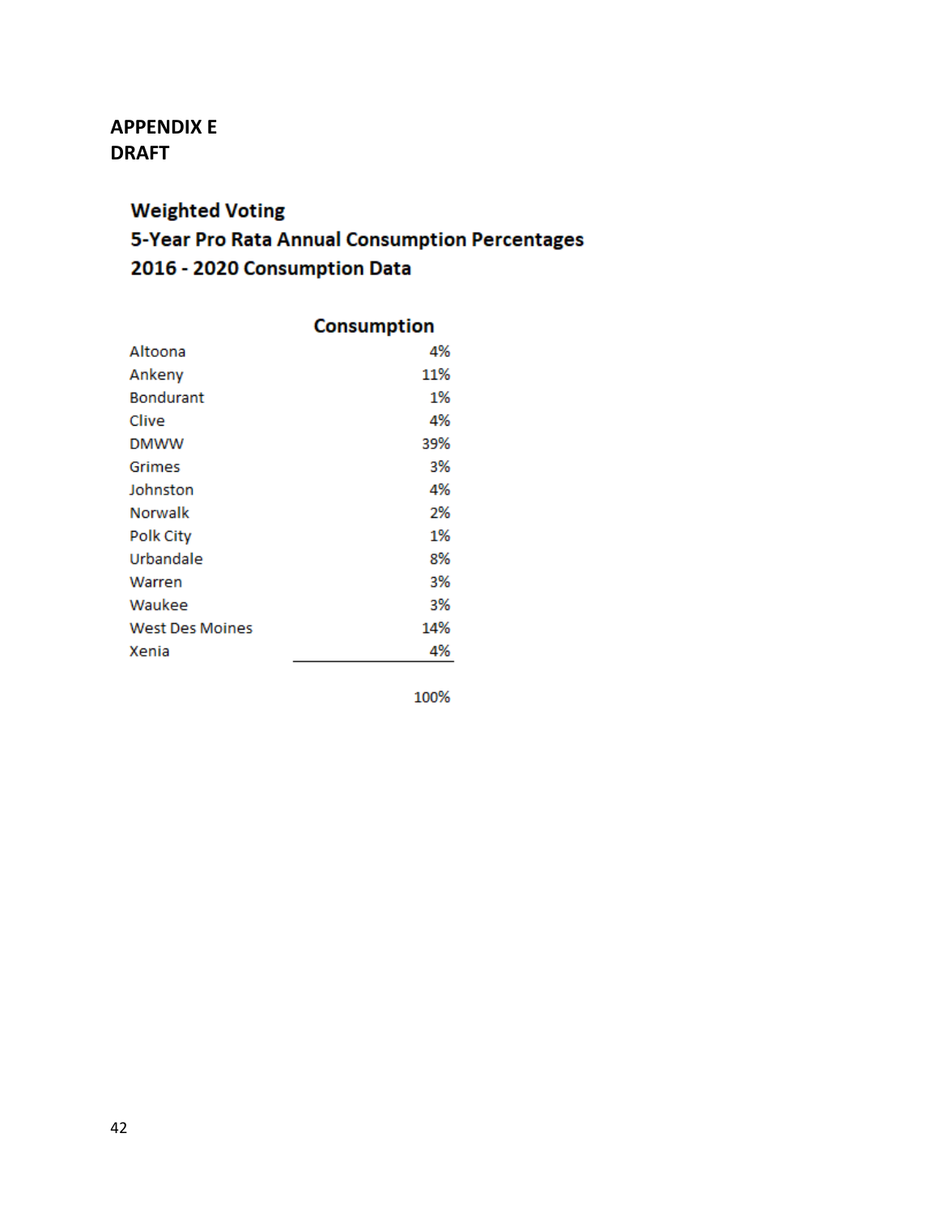**APPENDIX E**
**DRAFT**

## Weighted Voting
## 5-Year Pro Rata Annual Consumption Percentages
## 2016 - 2020 Consumption Data

| | Consumption |
|---|---|
| Altoona | 4% |
| Ankeny | 11% |
| Bondurant | 1% |
| Clive | 4% |
| DMWW | 39% |
| Grimes | 3% |
| Johnston | 4% |
| Norwalk | 2% |
| Polk City | 1% |
| Urbandale | 8% |
| Warren | 3% |
| Waukee | 3% |
| West Des Moines | 14% |
| Xenia | 4% |
| | 100% |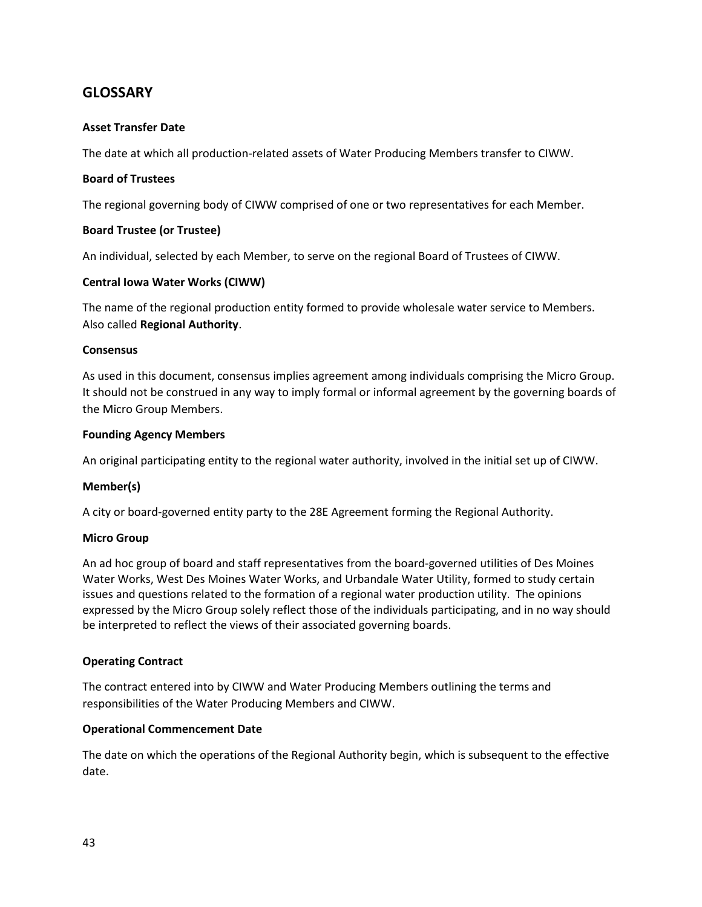## GLOSSARY

**Asset Transfer Date**

The date at which all production-related assets of Water Producing Members transfer to CIWW.

**Board of Trustees**

The regional governing body of CIWW comprised of one or two representatives for each Member.

**Board Trustee (or Trustee)**

An individual, selected by each Member, to serve on the regional Board of Trustees of CIWW.

**Central Iowa Water Works (CIWW)**

The name of the regional production entity formed to provide wholesale water service to Members. Also called **Regional Authority**.

**Consensus**

As used in this document, consensus implies agreement among individuals comprising the Micro Group. It should not be construed in any way to imply formal or informal agreement by the governing boards of the Micro Group Members.

**Founding Agency Members**

An original participating entity to the regional water authority, involved in the initial set up of CIWW.

**Member(s)**

A city or board-governed entity party to the 28E Agreement forming the Regional Authority.

**Micro Group**

An ad hoc group of board and staff representatives from the board-governed utilities of Des Moines Water Works, West Des Moines Water Works, and Urbandale Water Utility, formed to study certain issues and questions related to the formation of a regional water production utility. The opinions expressed by the Micro Group solely reflect those of the individuals participating, and in no way should be interpreted to reflect the views of their associated governing boards.

**Operating Contract**

The contract entered into by CIWW and Water Producing Members outlining the terms and responsibilities of the Water Producing Members and CIWW.

**Operational Commencement Date**

The date on which the operations of the Regional Authority begin, which is subsequent to the effective date.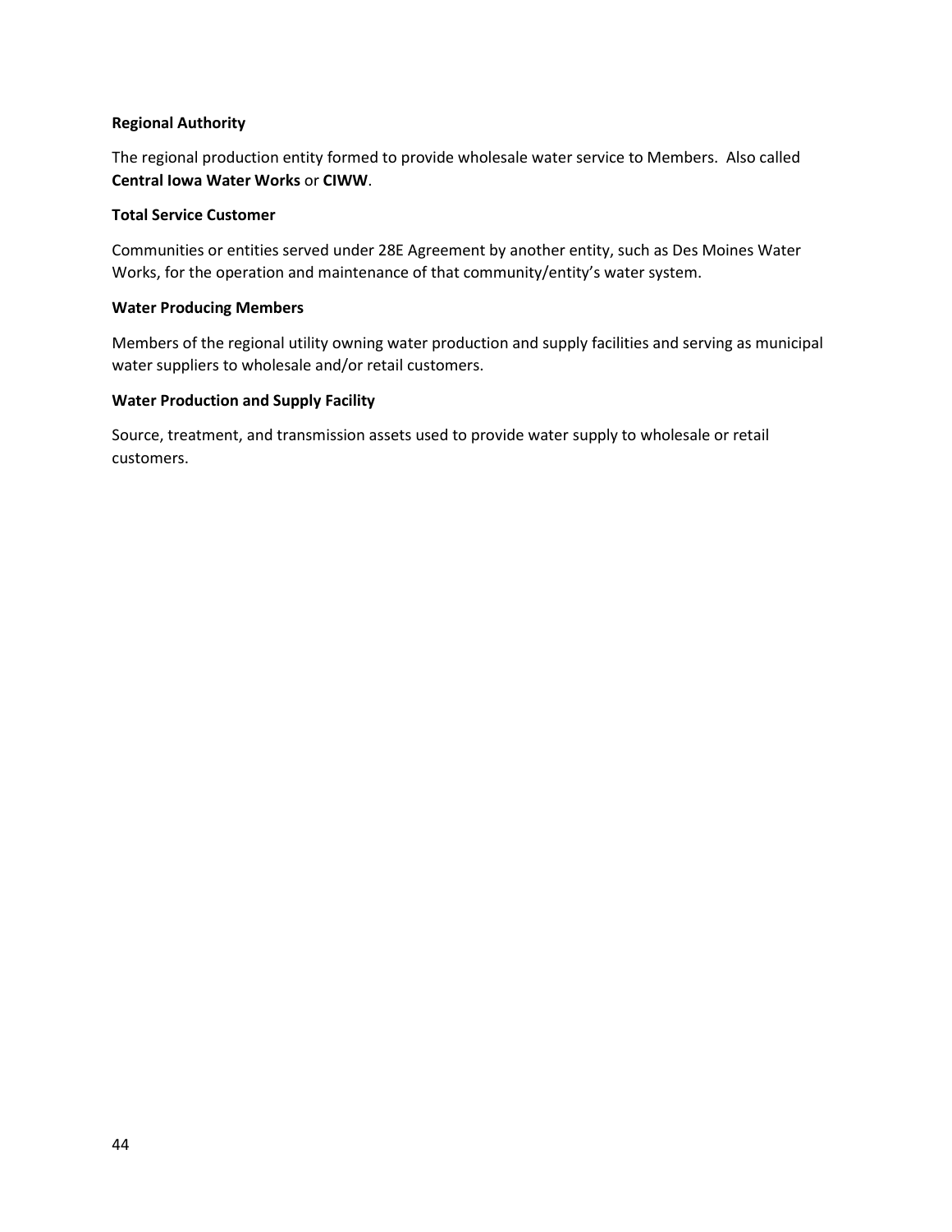**Regional Authority**

The regional production entity formed to provide wholesale water service to Members.  Also called **Central Iowa Water Works** or **CIWW**.

**Total Service Customer**

Communities or entities served under 28E Agreement by another entity, such as Des Moines Water Works, for the operation and maintenance of that community/entity's water system.

**Water Producing Members**

Members of the regional utility owning water production and supply facilities and serving as municipal water suppliers to wholesale and/or retail customers.

**Water Production and Supply Facility**

Source, treatment, and transmission assets used to provide water supply to wholesale or retail customers.